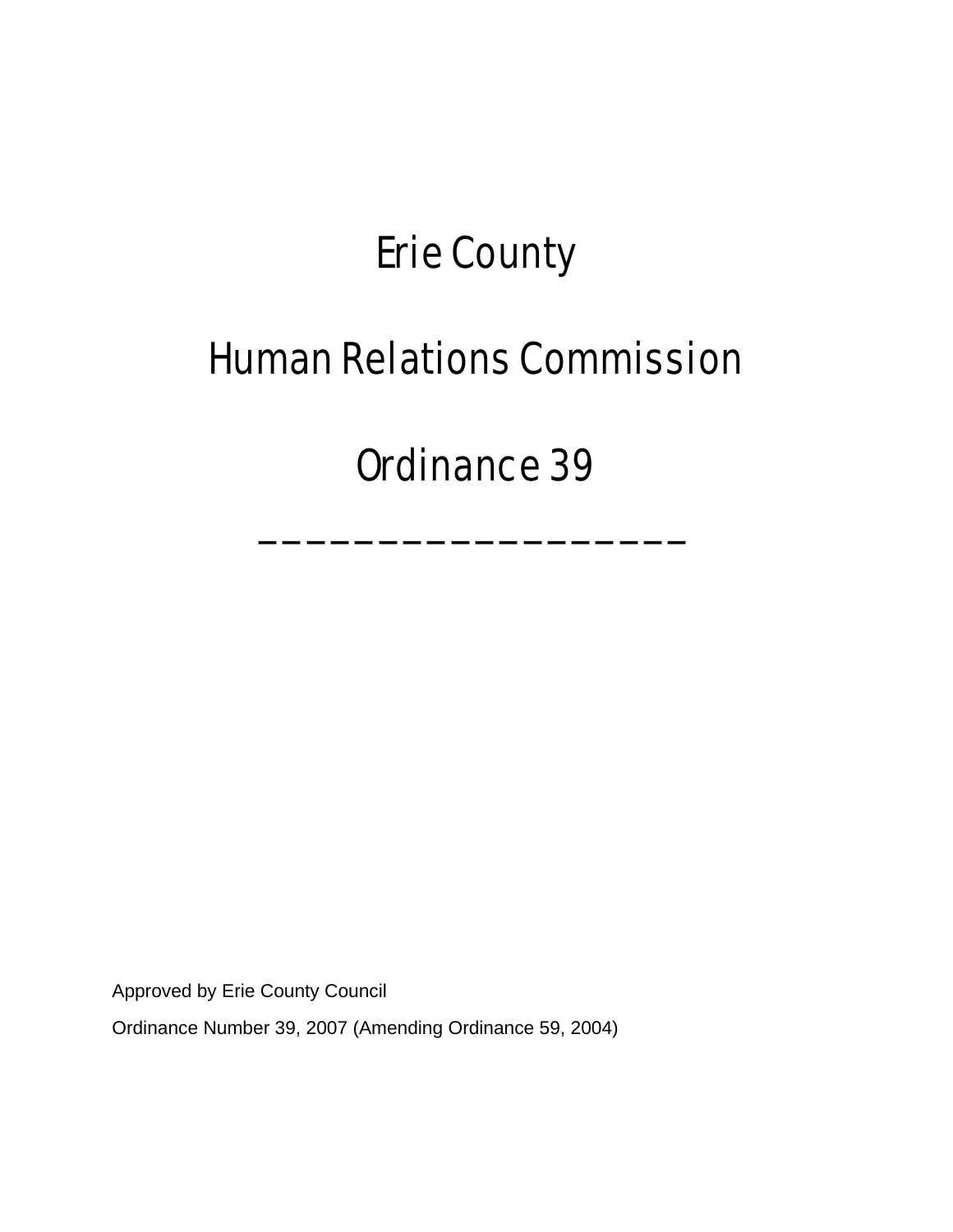# Erie County

# Human Relations Commission

# Ordinance 39

---

Approved by Erie County Council

Ordinance Number 39, 2007 (Amending Ordinance 59, 2004)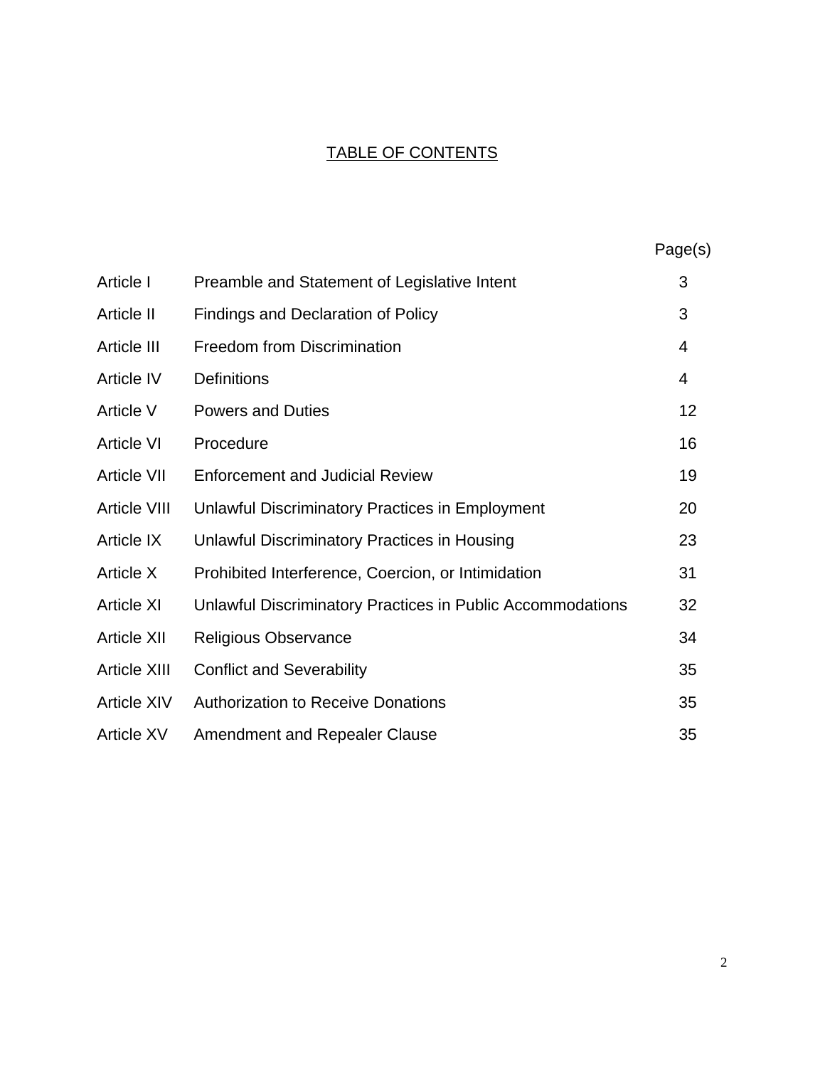# TABLE OF CONTENTS

| | | Page(s) |
|---|---|---|
| Article I | Preamble and Statement of Legislative Intent | 3 |
| Article II | Findings and Declaration of Policy | 3 |
| Article III | Freedom from Discrimination | 4 |
| Article IV | Definitions | 4 |
| Article V | Powers and Duties | 12 |
| Article VI | Procedure | 16 |
| Article VII | Enforcement and Judicial Review | 19 |
| Article VIII | Unlawful Discriminatory Practices in Employment | 20 |
| Article IX | Unlawful Discriminatory Practices in Housing | 23 |
| Article X | Prohibited Interference, Coercion, or Intimidation | 31 |
| Article XI | Unlawful Discriminatory Practices in Public Accommodations | 32 |
| Article XII | Religious Observance | 34 |
| Article XIII | Conflict and Severability | 35 |
| Article XIV | Authorization to Receive Donations | 35 |
| Article XV | Amendment and Repealer Clause | 35 |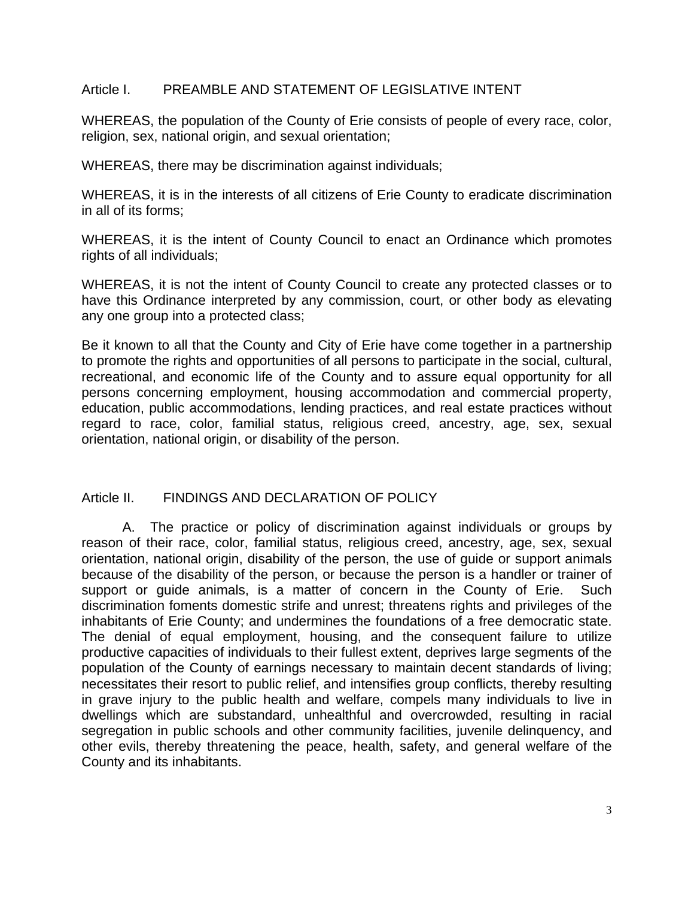## Article I. PREAMBLE AND STATEMENT OF LEGISLATIVE INTENT

WHEREAS, the population of the County of Erie consists of people of every race, color, religion, sex, national origin, and sexual orientation;

WHEREAS, there may be discrimination against individuals;

WHEREAS, it is in the interests of all citizens of Erie County to eradicate discrimination in all of its forms;

WHEREAS, it is the intent of County Council to enact an Ordinance which promotes rights of all individuals;

WHEREAS, it is not the intent of County Council to create any protected classes or to have this Ordinance interpreted by any commission, court, or other body as elevating any one group into a protected class;

Be it known to all that the County and City of Erie have come together in a partnership to promote the rights and opportunities of all persons to participate in the social, cultural, recreational, and economic life of the County and to assure equal opportunity for all persons concerning employment, housing accommodation and commercial property, education, public accommodations, lending practices, and real estate practices without regard to race, color, familial status, religious creed, ancestry, age, sex, sexual orientation, national origin, or disability of the person.

## Article II. FINDINGS AND DECLARATION OF POLICY

A. The practice or policy of discrimination against individuals or groups by reason of their race, color, familial status, religious creed, ancestry, age, sex, sexual orientation, national origin, disability of the person, the use of guide or support animals because of the disability of the person, or because the person is a handler or trainer of support or guide animals, is a matter of concern in the County of Erie. Such discrimination foments domestic strife and unrest; threatens rights and privileges of the inhabitants of Erie County; and undermines the foundations of a free democratic state. The denial of equal employment, housing, and the consequent failure to utilize productive capacities of individuals to their fullest extent, deprives large segments of the population of the County of earnings necessary to maintain decent standards of living; necessitates their resort to public relief, and intensifies group conflicts, thereby resulting in grave injury to the public health and welfare, compels many individuals to live in dwellings which are substandard, unhealthful and overcrowded, resulting in racial segregation in public schools and other community facilities, juvenile delinquency, and other evils, thereby threatening the peace, health, safety, and general welfare of the County and its inhabitants.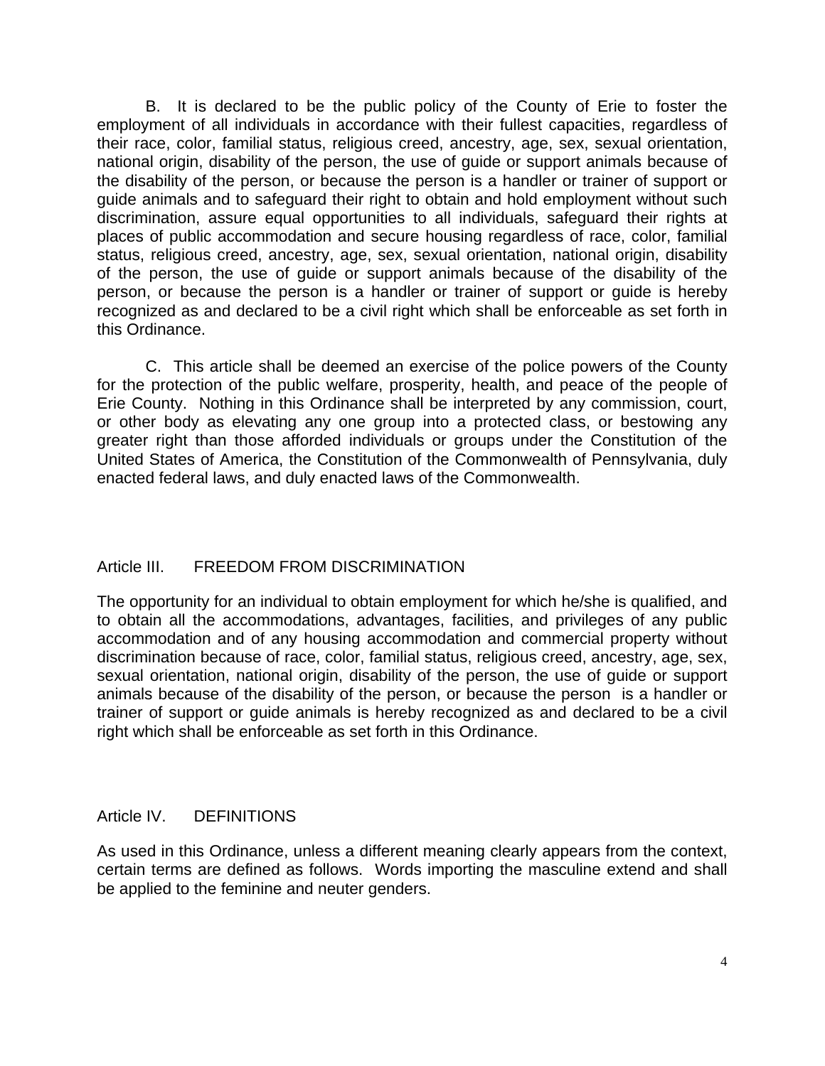B. It is declared to be the public policy of the County of Erie to foster the employment of all individuals in accordance with their fullest capacities, regardless of their race, color, familial status, religious creed, ancestry, age, sex, sexual orientation, national origin, disability of the person, the use of guide or support animals because of the disability of the person, or because the person is a handler or trainer of support or guide animals and to safeguard their right to obtain and hold employment without such discrimination, assure equal opportunities to all individuals, safeguard their rights at places of public accommodation and secure housing regardless of race, color, familial status, religious creed, ancestry, age, sex, sexual orientation, national origin, disability of the person, the use of guide or support animals because of the disability of the person, or because the person is a handler or trainer of support or guide is hereby recognized as and declared to be a civil right which shall be enforceable as set forth in this Ordinance.

C. This article shall be deemed an exercise of the police powers of the County for the protection of the public welfare, prosperity, health, and peace of the people of Erie County. Nothing in this Ordinance shall be interpreted by any commission, court, or other body as elevating any one group into a protected class, or bestowing any greater right than those afforded individuals or groups under the Constitution of the United States of America, the Constitution of the Commonwealth of Pennsylvania, duly enacted federal laws, and duly enacted laws of the Commonwealth.

## Article III. FREEDOM FROM DISCRIMINATION

The opportunity for an individual to obtain employment for which he/she is qualified, and to obtain all the accommodations, advantages, facilities, and privileges of any public accommodation and of any housing accommodation and commercial property without discrimination because of race, color, familial status, religious creed, ancestry, age, sex, sexual orientation, national origin, disability of the person, the use of guide or support animals because of the disability of the person, or because the person is a handler or trainer of support or guide animals is hereby recognized as and declared to be a civil right which shall be enforceable as set forth in this Ordinance.

## Article IV. DEFINITIONS

As used in this Ordinance, unless a different meaning clearly appears from the context, certain terms are defined as follows. Words importing the masculine extend and shall be applied to the feminine and neuter genders.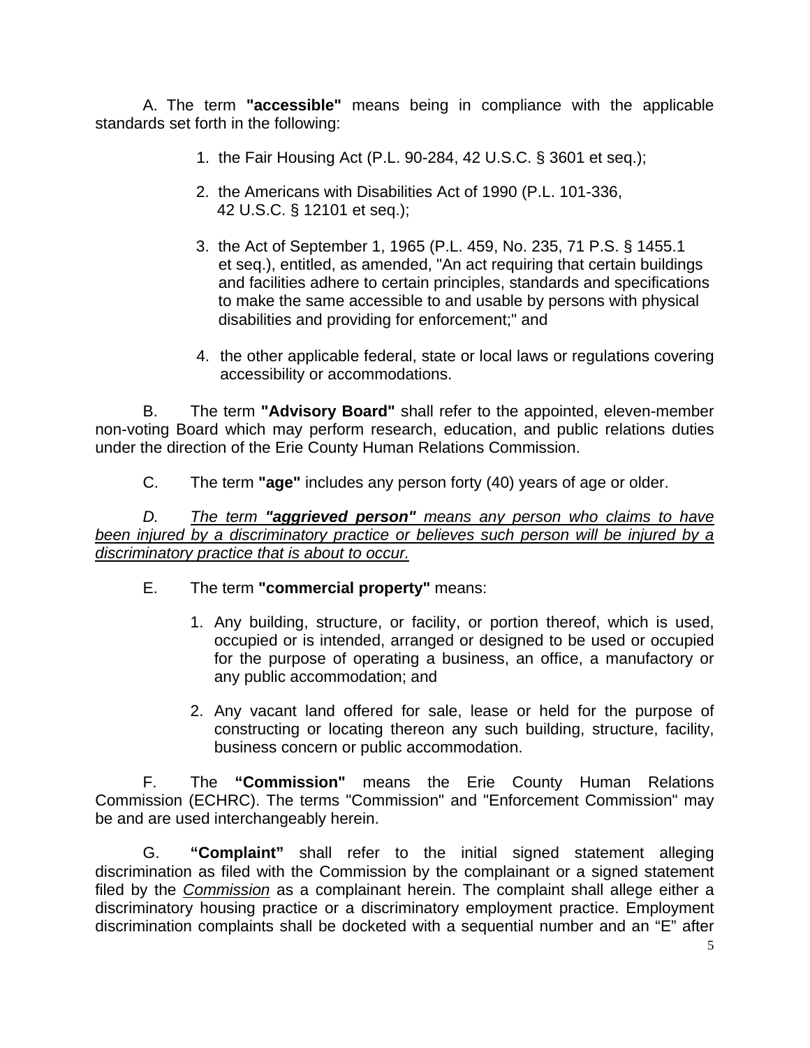A. The term **"accessible"** means being in compliance with the applicable standards set forth in the following:

1. the Fair Housing Act (P.L. 90-284, 42 U.S.C. § 3601 et seq.);
2. the Americans with Disabilities Act of 1990 (P.L. 101-336, 42 U.S.C. § 12101 et seq.);
3. the Act of September 1, 1965 (P.L. 459, No. 235, 71 P.S. § 1455.1 et seq.), entitled, as amended, "An act requiring that certain buildings and facilities adhere to certain principles, standards and specifications to make the same accessible to and usable by persons with physical disabilities and providing for enforcement;" and
4. the other applicable federal, state or local laws or regulations covering accessibility or accommodations.

B. The term **"Advisory Board"** shall refer to the appointed, eleven-member non-voting Board which may perform research, education, and public relations duties under the direction of the Erie County Human Relations Commission.

C. The term **"age"** includes any person forty (40) years of age or older.

*D. <u>The term **"aggrieved person"** means any person who claims to have been injured by a discriminatory practice or believes such person will be injured by a discriminatory practice that is about to occur.</u>*

E. The term **"commercial property"** means:

1. Any building, structure, or facility, or portion thereof, which is used, occupied or is intended, arranged or designed to be used or occupied for the purpose of operating a business, an office, a manufactory or any public accommodation; and
2. Any vacant land offered for sale, lease or held for the purpose of constructing or locating thereon any such building, structure, facility, business concern or public accommodation.

F. The **"Commission"** means the Erie County Human Relations Commission (ECHRC). The terms "Commission" and "Enforcement Commission" may be and are used interchangeably herein.

G. **"Complaint"** shall refer to the initial signed statement alleging discrimination as filed with the Commission by the complainant or a signed statement filed by the *<u>Commission</u>* as a complainant herein. The complaint shall allege either a discriminatory housing practice or a discriminatory employment practice. Employment discrimination complaints shall be docketed with a sequential number and an "E" after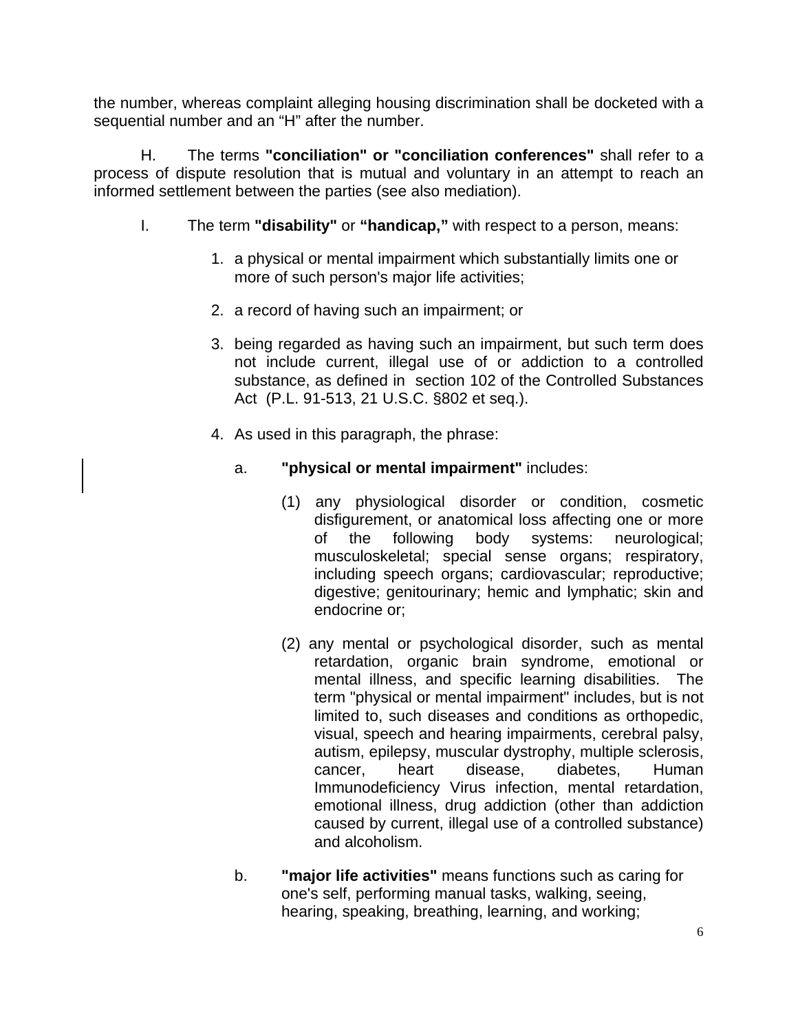the number, whereas complaint alleging housing discrimination shall be docketed with a sequential number and an “H” after the number.

H. The terms **"conciliation" or "conciliation conferences"** shall refer to a process of dispute resolution that is mutual and voluntary in an attempt to reach an informed settlement between the parties (see also mediation).

I. The term **"disability"** or **“handicap,”** with respect to a person, means:

1. a physical or mental impairment which substantially limits one or more of such person's major life activities;

2. a record of having such an impairment; or

3. being regarded as having such an impairment, but such term does not include current, illegal use of or addiction to a controlled substance, as defined in section 102 of the Controlled Substances Act (P.L. 91-513, 21 U.S.C. §802 et seq.).

4. As used in this paragraph, the phrase:

   a. **"physical or mental impairment"** includes:

      (1) any physiological disorder or condition, cosmetic disfigurement, or anatomical loss affecting one or more of the following body systems: neurological; musculoskeletal; special sense organs; respiratory, including speech organs; cardiovascular; reproductive; digestive; genitourinary; hemic and lymphatic; skin and endocrine or;

      (2) any mental or psychological disorder, such as mental retardation, organic brain syndrome, emotional or mental illness, and specific learning disabilities. The term "physical or mental impairment" includes, but is not limited to, such diseases and conditions as orthopedic, visual, speech and hearing impairments, cerebral palsy, autism, epilepsy, muscular dystrophy, multiple sclerosis, cancer, heart disease, diabetes, Human Immunodeficiency Virus infection, mental retardation, emotional illness, drug addiction (other than addiction caused by current, illegal use of a controlled substance) and alcoholism.

   b. **"major life activities"** means functions such as caring for one's self, performing manual tasks, walking, seeing, hearing, speaking, breathing, learning, and working;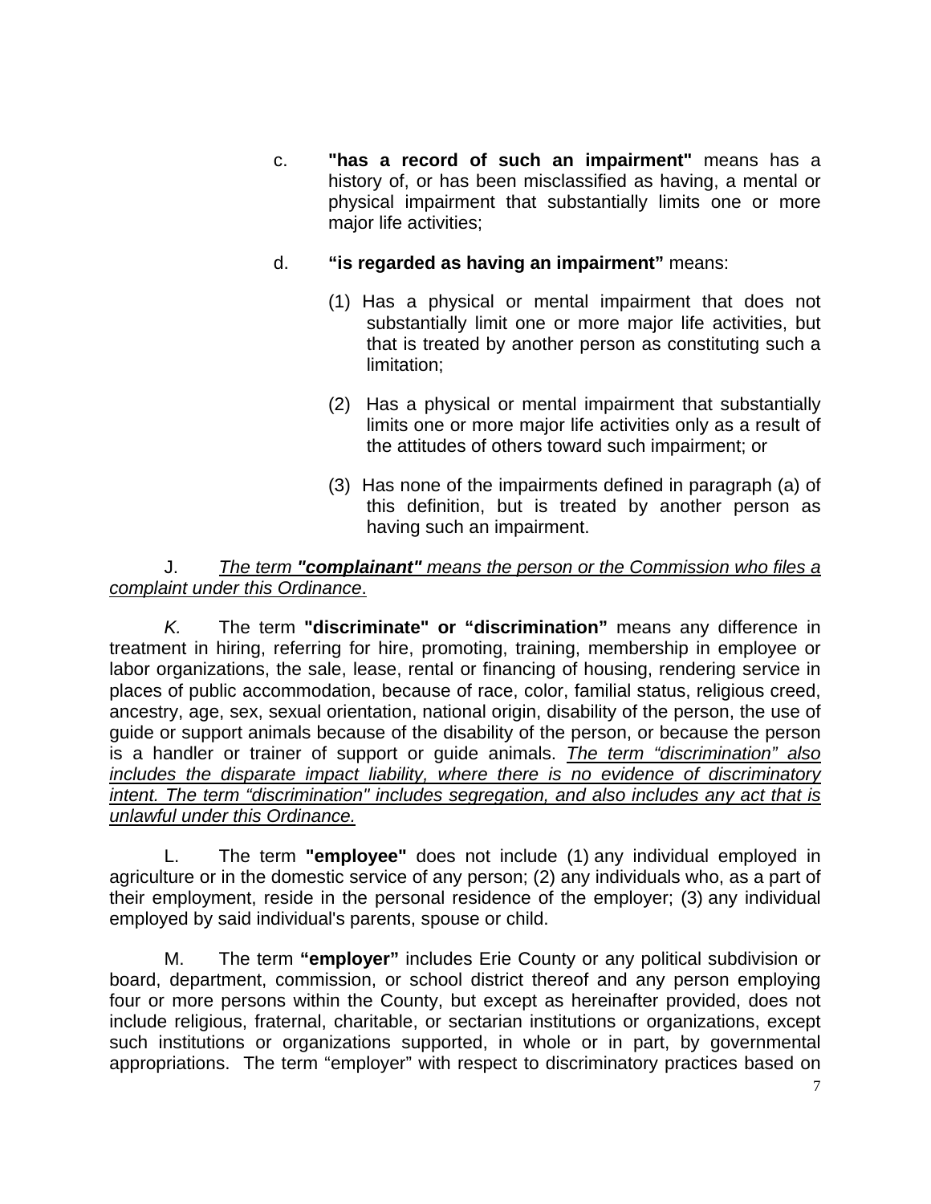c. **"has a record of such an impairment"** means has a history of, or has been misclassified as having, a mental or physical impairment that substantially limits one or more major life activities;

d. **"is regarded as having an impairment"** means:

(1) Has a physical or mental impairment that does not substantially limit one or more major life activities, but that is treated by another person as constituting such a limitation;

(2) Has a physical or mental impairment that substantially limits one or more major life activities only as a result of the attitudes of others toward such impairment; or

(3) Has none of the impairments defined in paragraph (a) of this definition, but is treated by another person as having such an impairment.

J. *The term **"complainant"** means the person or the Commission who files a complaint under this Ordinance*.

*K.* The term **"discriminate" or "discrimination"** means any difference in treatment in hiring, referring for hire, promoting, training, membership in employee or labor organizations, the sale, lease, rental or financing of housing, rendering service in places of public accommodation, because of race, color, familial status, religious creed, ancestry, age, sex, sexual orientation, national origin, disability of the person, the use of guide or support animals because of the disability of the person, or because the person is a handler or trainer of support or guide animals. *The term "discrimination" also includes the disparate impact liability, where there is no evidence of discriminatory intent. The term "discrimination" includes segregation, and also includes any act that is unlawful under this Ordinance.*

L. The term **"employee"** does not include (1) any individual employed in agriculture or in the domestic service of any person; (2) any individuals who, as a part of their employment, reside in the personal residence of the employer; (3) any individual employed by said individual's parents, spouse or child.

M. The term **"employer"** includes Erie County or any political subdivision or board, department, commission, or school district thereof and any person employing four or more persons within the County, but except as hereinafter provided, does not include religious, fraternal, charitable, or sectarian institutions or organizations, except such institutions or organizations supported, in whole or in part, by governmental appropriations. The term "employer" with respect to discriminatory practices based on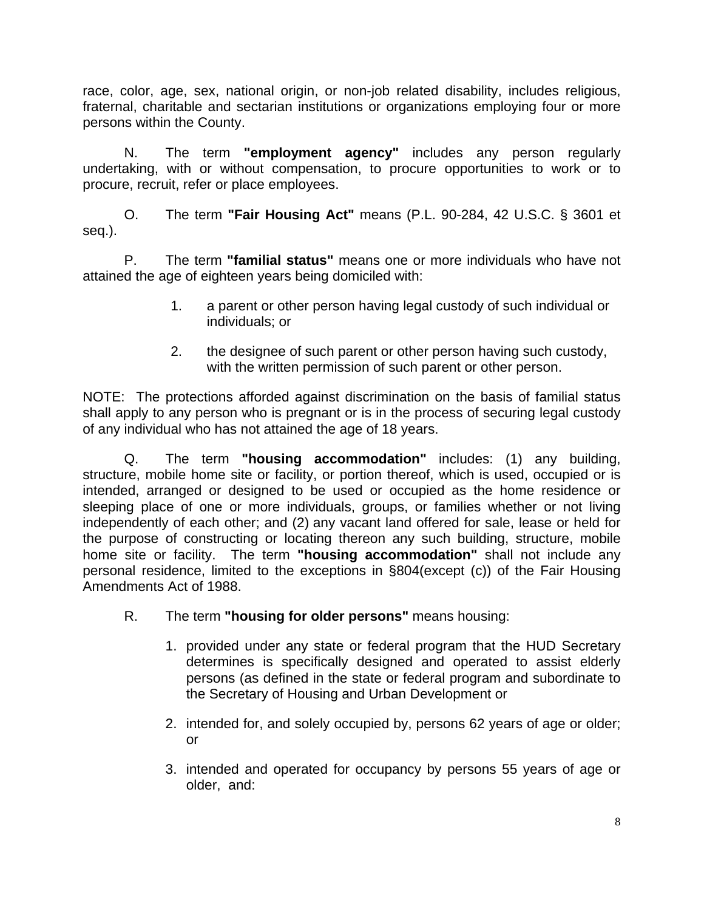race, color, age, sex, national origin, or non-job related disability, includes religious, fraternal, charitable and sectarian institutions or organizations employing four or more persons within the County.

N. The term **"employment agency"** includes any person regularly undertaking, with or without compensation, to procure opportunities to work or to procure, recruit, refer or place employees.

O. The term **"Fair Housing Act"** means (P.L. 90-284, 42 U.S.C. § 3601 et seq.).

P. The term **"familial status"** means one or more individuals who have not attained the age of eighteen years being domiciled with:

1. a parent or other person having legal custody of such individual or individuals; or

2. the designee of such parent or other person having such custody, with the written permission of such parent or other person.

NOTE: The protections afforded against discrimination on the basis of familial status shall apply to any person who is pregnant or is in the process of securing legal custody of any individual who has not attained the age of 18 years.

Q. The term **"housing accommodation"** includes: (1) any building, structure, mobile home site or facility, or portion thereof, which is used, occupied or is intended, arranged or designed to be used or occupied as the home residence or sleeping place of one or more individuals, groups, or families whether or not living independently of each other; and (2) any vacant land offered for sale, lease or held for the purpose of constructing or locating thereon any such building, structure, mobile home site or facility. The term **"housing accommodation"** shall not include any personal residence, limited to the exceptions in §804(except (c)) of the Fair Housing Amendments Act of 1988.

R. The term **"housing for older persons"** means housing:

1. provided under any state or federal program that the HUD Secretary determines is specifically designed and operated to assist elderly persons (as defined in the state or federal program and subordinate to the Secretary of Housing and Urban Development or

2. intended for, and solely occupied by, persons 62 years of age or older; or

3. intended and operated for occupancy by persons 55 years of age or older, and: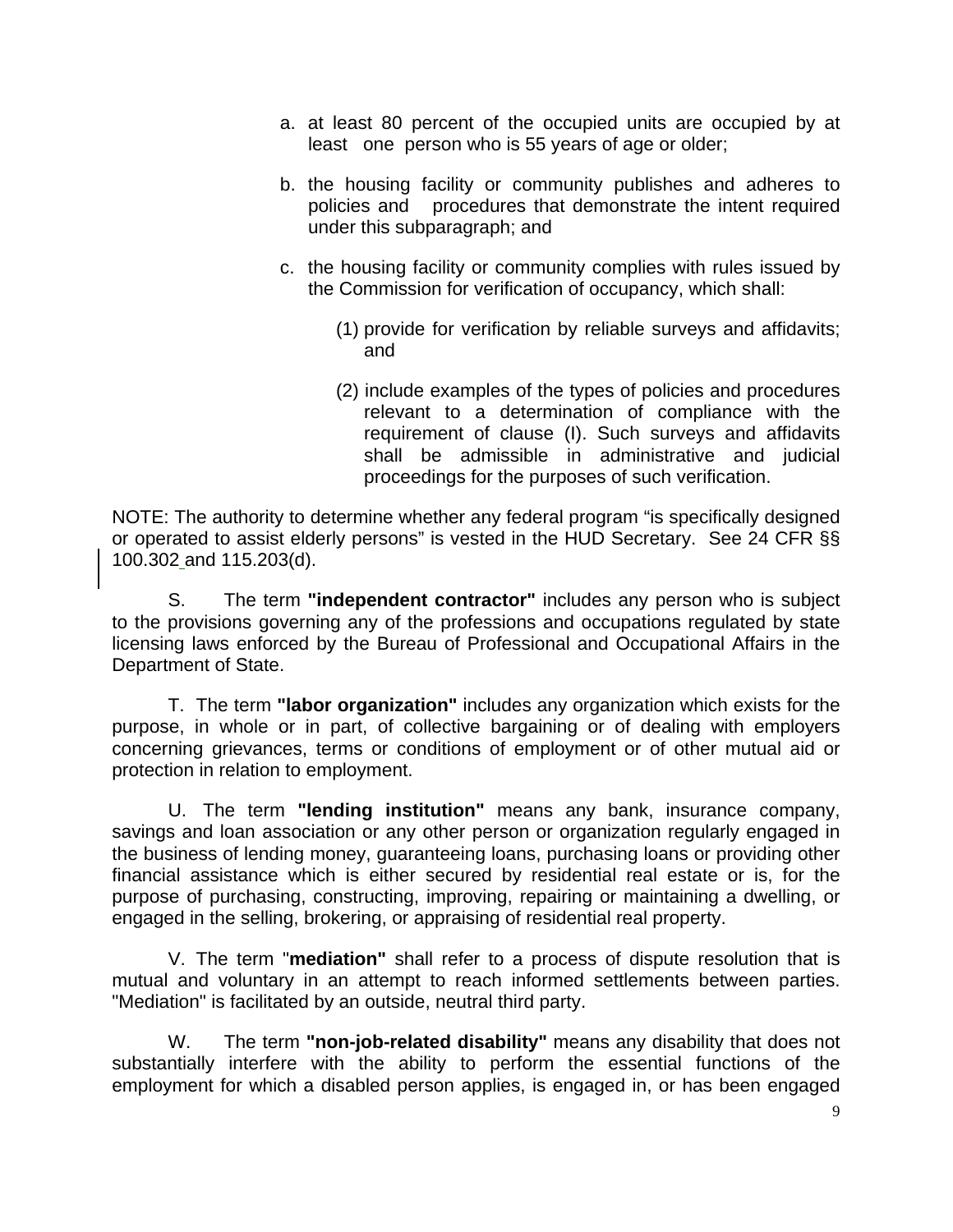a. at least 80 percent of the occupied units are occupied by at least one person who is 55 years of age or older;

b. the housing facility or community publishes and adheres to policies and procedures that demonstrate the intent required under this subparagraph; and

c. the housing facility or community complies with rules issued by the Commission for verification of occupancy, which shall:

   (1) provide for verification by reliable surveys and affidavits; and

   (2) include examples of the types of policies and procedures relevant to a determination of compliance with the requirement of clause (I). Such surveys and affidavits shall be admissible in administrative and judicial proceedings for the purposes of such verification.

NOTE: The authority to determine whether any federal program "is specifically designed or operated to assist elderly persons" is vested in the HUD Secretary. See 24 CFR §§ 100.302 and 115.203(d).

S. The term **"independent contractor"** includes any person who is subject to the provisions governing any of the professions and occupations regulated by state licensing laws enforced by the Bureau of Professional and Occupational Affairs in the Department of State.

T. The term **"labor organization"** includes any organization which exists for the purpose, in whole or in part, of collective bargaining or of dealing with employers concerning grievances, terms or conditions of employment or of other mutual aid or protection in relation to employment.

U. The term **"lending institution"** means any bank, insurance company, savings and loan association or any other person or organization regularly engaged in the business of lending money, guaranteeing loans, purchasing loans or providing other financial assistance which is either secured by residential real estate or is, for the purpose of purchasing, constructing, improving, repairing or maintaining a dwelling, or engaged in the selling, brokering, or appraising of residential real property.

V. The term "**mediation"** shall refer to a process of dispute resolution that is mutual and voluntary in an attempt to reach informed settlements between parties. "Mediation" is facilitated by an outside, neutral third party.

W. The term **"non-job-related disability"** means any disability that does not substantially interfere with the ability to perform the essential functions of the employment for which a disabled person applies, is engaged in, or has been engaged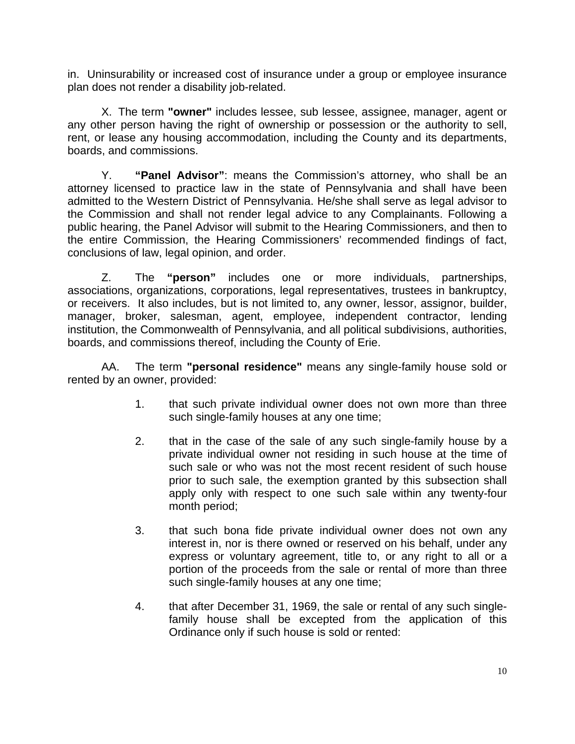in. Uninsurability or increased cost of insurance under a group or employee insurance plan does not render a disability job-related.

X. The term **"owner"** includes lessee, sub lessee, assignee, manager, agent or any other person having the right of ownership or possession or the authority to sell, rent, or lease any housing accommodation, including the County and its departments, boards, and commissions.

Y. **"Panel Advisor"**: means the Commission's attorney, who shall be an attorney licensed to practice law in the state of Pennsylvania and shall have been admitted to the Western District of Pennsylvania. He/she shall serve as legal advisor to the Commission and shall not render legal advice to any Complainants. Following a public hearing, the Panel Advisor will submit to the Hearing Commissioners, and then to the entire Commission, the Hearing Commissioners' recommended findings of fact, conclusions of law, legal opinion, and order.

Z. The **"person"** includes one or more individuals, partnerships, associations, organizations, corporations, legal representatives, trustees in bankruptcy, or receivers. It also includes, but is not limited to, any owner, lessor, assignor, builder, manager, broker, salesman, agent, employee, independent contractor, lending institution, the Commonwealth of Pennsylvania, and all political subdivisions, authorities, boards, and commissions thereof, including the County of Erie.

AA. The term **"personal residence"** means any single-family house sold or rented by an owner, provided:

1. that such private individual owner does not own more than three such single-family houses at any one time;

2. that in the case of the sale of any such single-family house by a private individual owner not residing in such house at the time of such sale or who was not the most recent resident of such house prior to such sale, the exemption granted by this subsection shall apply only with respect to one such sale within any twenty-four month period;

3. that such bona fide private individual owner does not own any interest in, nor is there owned or reserved on his behalf, under any express or voluntary agreement, title to, or any right to all or a portion of the proceeds from the sale or rental of more than three such single-family houses at any one time;

4. that after December 31, 1969, the sale or rental of any such single-family house shall be excepted from the application of this Ordinance only if such house is sold or rented: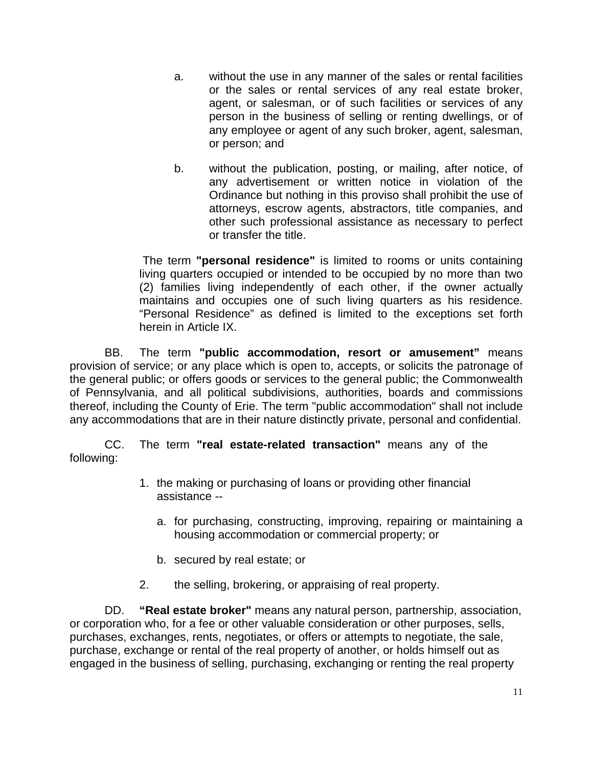a. without the use in any manner of the sales or rental facilities or the sales or rental services of any real estate broker, agent, or salesman, or of such facilities or services of any person in the business of selling or renting dwellings, or of any employee or agent of any such broker, agent, salesman, or person; and

b. without the publication, posting, or mailing, after notice, of any advertisement or written notice in violation of the Ordinance but nothing in this proviso shall prohibit the use of attorneys, escrow agents, abstractors, title companies, and other such professional assistance as necessary to perfect or transfer the title.

The term **"personal residence"** is limited to rooms or units containing living quarters occupied or intended to be occupied by no more than two (2) families living independently of each other, if the owner actually maintains and occupies one of such living quarters as his residence. "Personal Residence" as defined is limited to the exceptions set forth herein in Article IX.

BB. The term **"public accommodation, resort or amusement"** means provision of service; or any place which is open to, accepts, or solicits the patronage of the general public; or offers goods or services to the general public; the Commonwealth of Pennsylvania, and all political subdivisions, authorities, boards and commissions thereof, including the County of Erie. The term "public accommodation" shall not include any accommodations that are in their nature distinctly private, personal and confidential.

CC. The term **"real estate-related transaction"** means any of the following:

1. the making or purchasing of loans or providing other financial assistance --
   a. for purchasing, constructing, improving, repairing or maintaining a housing accommodation or commercial property; or
   b. secured by real estate; or
2. the selling, brokering, or appraising of real property.

DD. **"Real estate broker"** means any natural person, partnership, association, or corporation who, for a fee or other valuable consideration or other purposes, sells, purchases, exchanges, rents, negotiates, or offers or attempts to negotiate, the sale, purchase, exchange or rental of the real property of another, or holds himself out as engaged in the business of selling, purchasing, exchanging or renting the real property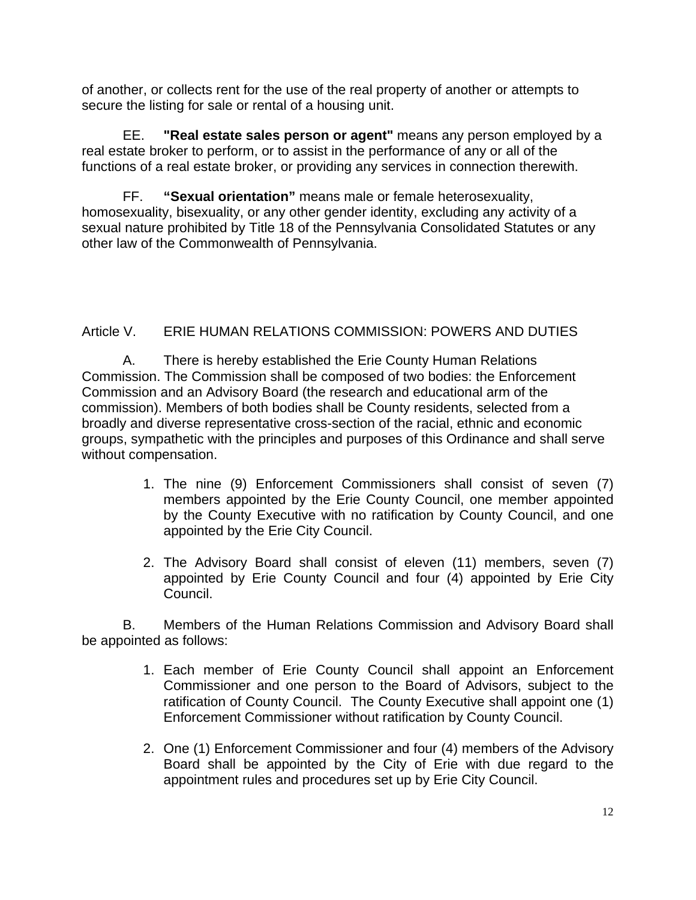of another, or collects rent for the use of the real property of another or attempts to secure the listing for sale or rental of a housing unit.

EE. **"Real estate sales person or agent"** means any person employed by a real estate broker to perform, or to assist in the performance of any or all of the functions of a real estate broker, or providing any services in connection therewith.

FF. **"Sexual orientation"** means male or female heterosexuality, homosexuality, bisexuality, or any other gender identity, excluding any activity of a sexual nature prohibited by Title 18 of the Pennsylvania Consolidated Statutes or any other law of the Commonwealth of Pennsylvania.

## Article V. ERIE HUMAN RELATIONS COMMISSION: POWERS AND DUTIES

A. There is hereby established the Erie County Human Relations Commission. The Commission shall be composed of two bodies: the Enforcement Commission and an Advisory Board (the research and educational arm of the commission). Members of both bodies shall be County residents, selected from a broadly and diverse representative cross-section of the racial, ethnic and economic groups, sympathetic with the principles and purposes of this Ordinance and shall serve without compensation.

1. The nine (9) Enforcement Commissioners shall consist of seven (7) members appointed by the Erie County Council, one member appointed by the County Executive with no ratification by County Council, and one appointed by the Erie City Council.
2. The Advisory Board shall consist of eleven (11) members, seven (7) appointed by Erie County Council and four (4) appointed by Erie City Council.

B. Members of the Human Relations Commission and Advisory Board shall be appointed as follows:

1. Each member of Erie County Council shall appoint an Enforcement Commissioner and one person to the Board of Advisors, subject to the ratification of County Council. The County Executive shall appoint one (1) Enforcement Commissioner without ratification by County Council.
2. One (1) Enforcement Commissioner and four (4) members of the Advisory Board shall be appointed by the City of Erie with due regard to the appointment rules and procedures set up by Erie City Council.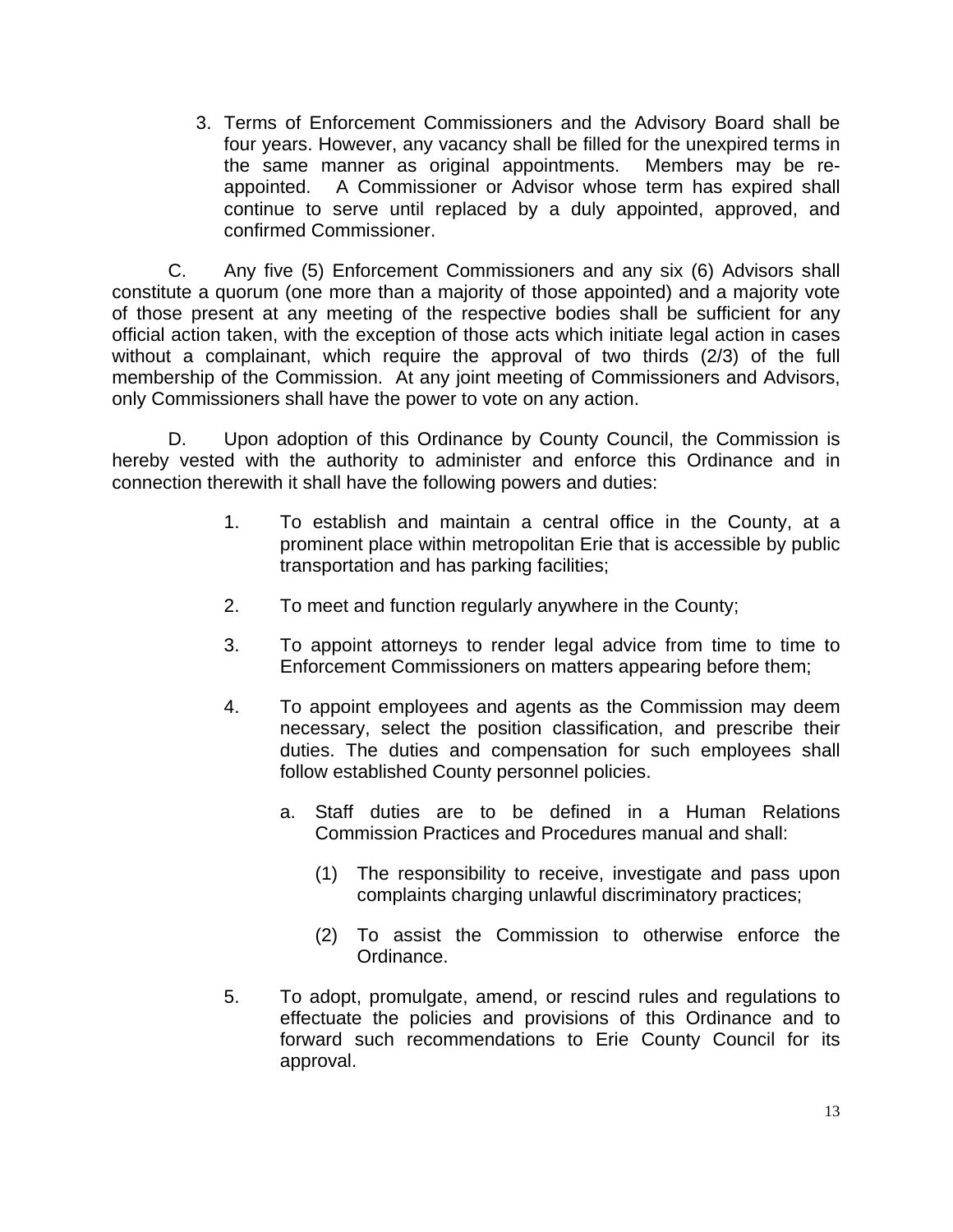3. Terms of Enforcement Commissioners and the Advisory Board shall be four years. However, any vacancy shall be filled for the unexpired terms in the same manner as original appointments. Members may be re-appointed. A Commissioner or Advisor whose term has expired shall continue to serve until replaced by a duly appointed, approved, and confirmed Commissioner.

C. Any five (5) Enforcement Commissioners and any six (6) Advisors shall constitute a quorum (one more than a majority of those appointed) and a majority vote of those present at any meeting of the respective bodies shall be sufficient for any official action taken, with the exception of those acts which initiate legal action in cases without a complainant, which require the approval of two thirds (2/3) of the full membership of the Commission. At any joint meeting of Commissioners and Advisors, only Commissioners shall have the power to vote on any action.

D. Upon adoption of this Ordinance by County Council, the Commission is hereby vested with the authority to administer and enforce this Ordinance and in connection therewith it shall have the following powers and duties:

1. To establish and maintain a central office in the County, at a prominent place within metropolitan Erie that is accessible by public transportation and has parking facilities;

2. To meet and function regularly anywhere in the County;

3. To appoint attorneys to render legal advice from time to time to Enforcement Commissioners on matters appearing before them;

4. To appoint employees and agents as the Commission may deem necessary, select the position classification, and prescribe their duties. The duties and compensation for such employees shall follow established County personnel policies.

   a. Staff duties are to be defined in a Human Relations Commission Practices and Procedures manual and shall:

      (1) The responsibility to receive, investigate and pass upon complaints charging unlawful discriminatory practices;

      (2) To assist the Commission to otherwise enforce the Ordinance.

5. To adopt, promulgate, amend, or rescind rules and regulations to effectuate the policies and provisions of this Ordinance and to forward such recommendations to Erie County Council for its approval.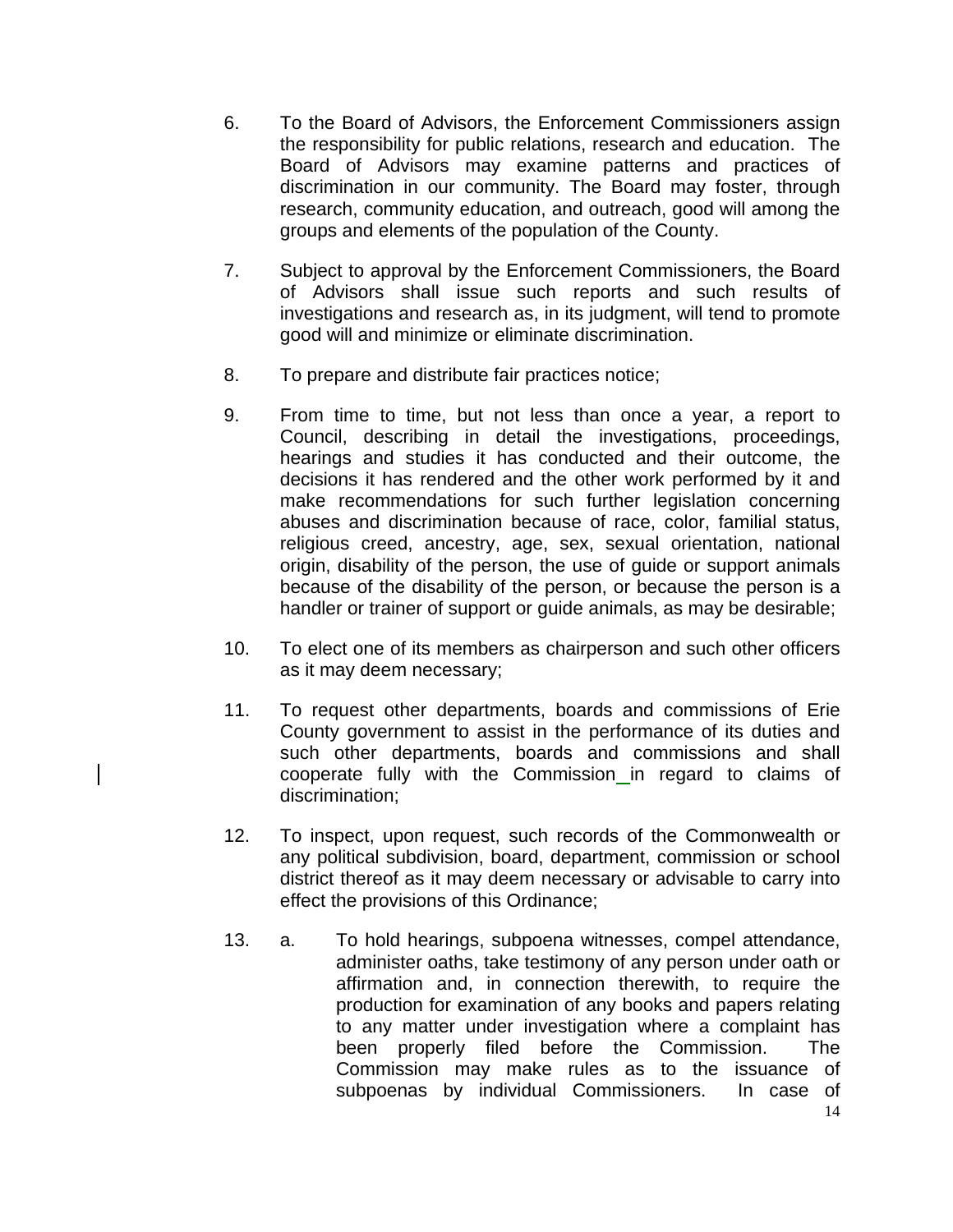6. To the Board of Advisors, the Enforcement Commissioners assign the responsibility for public relations, research and education. The Board of Advisors may examine patterns and practices of discrimination in our community. The Board may foster, through research, community education, and outreach, good will among the groups and elements of the population of the County.

7. Subject to approval by the Enforcement Commissioners, the Board of Advisors shall issue such reports and such results of investigations and research as, in its judgment, will tend to promote good will and minimize or eliminate discrimination.

8. To prepare and distribute fair practices notice;

9. From time to time, but not less than once a year, a report to Council, describing in detail the investigations, proceedings, hearings and studies it has conducted and their outcome, the decisions it has rendered and the other work performed by it and make recommendations for such further legislation concerning abuses and discrimination because of race, color, familial status, religious creed, ancestry, age, sex, sexual orientation, national origin, disability of the person, the use of guide or support animals because of the disability of the person, or because the person is a handler or trainer of support or guide animals, as may be desirable;

10. To elect one of its members as chairperson and such other officers as it may deem necessary;

11. To request other departments, boards and commissions of Erie County government to assist in the performance of its duties and such other departments, boards and commissions and shall cooperate fully with the Commission in regard to claims of discrimination;

12. To inspect, upon request, such records of the Commonwealth or any political subdivision, board, department, commission or school district thereof as it may deem necessary or advisable to carry into effect the provisions of this Ordinance;

13. a. To hold hearings, subpoena witnesses, compel attendance, administer oaths, take testimony of any person under oath or affirmation and, in connection therewith, to require the production for examination of any books and papers relating to any matter under investigation where a complaint has been properly filed before the Commission. The Commission may make rules as to the issuance of subpoenas by individual Commissioners. In case of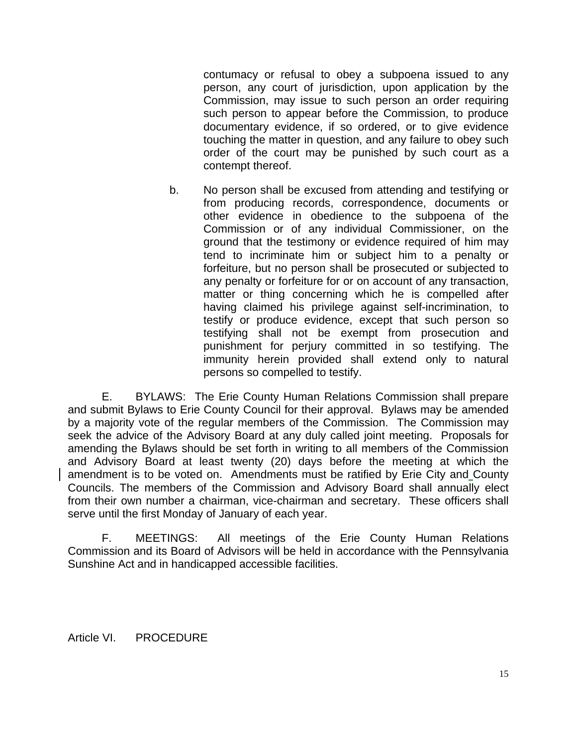contumacy or refusal to obey a subpoena issued to any person, any court of jurisdiction, upon application by the Commission, may issue to such person an order requiring such person to appear before the Commission, to produce documentary evidence, if so ordered, or to give evidence touching the matter in question, and any failure to obey such order of the court may be punished by such court as a contempt thereof.

b. No person shall be excused from attending and testifying or from producing records, correspondence, documents or other evidence in obedience to the subpoena of the Commission or of any individual Commissioner, on the ground that the testimony or evidence required of him may tend to incriminate him or subject him to a penalty or forfeiture, but no person shall be prosecuted or subjected to any penalty or forfeiture for or on account of any transaction, matter or thing concerning which he is compelled after having claimed his privilege against self-incrimination, to testify or produce evidence, except that such person so testifying shall not be exempt from prosecution and punishment for perjury committed in so testifying. The immunity herein provided shall extend only to natural persons so compelled to testify.

E. BYLAWS: The Erie County Human Relations Commission shall prepare and submit Bylaws to Erie County Council for their approval. Bylaws may be amended by a majority vote of the regular members of the Commission. The Commission may seek the advice of the Advisory Board at any duly called joint meeting. Proposals for amending the Bylaws should be set forth in writing to all members of the Commission and Advisory Board at least twenty (20) days before the meeting at which the amendment is to be voted on. Amendments must be ratified by Erie City and County Councils. The members of the Commission and Advisory Board shall annually elect from their own number a chairman, vice-chairman and secretary. These officers shall serve until the first Monday of January of each year.

F. MEETINGS: All meetings of the Erie County Human Relations Commission and its Board of Advisors will be held in accordance with the Pennsylvania Sunshine Act and in handicapped accessible facilities.

## Article VI. PROCEDURE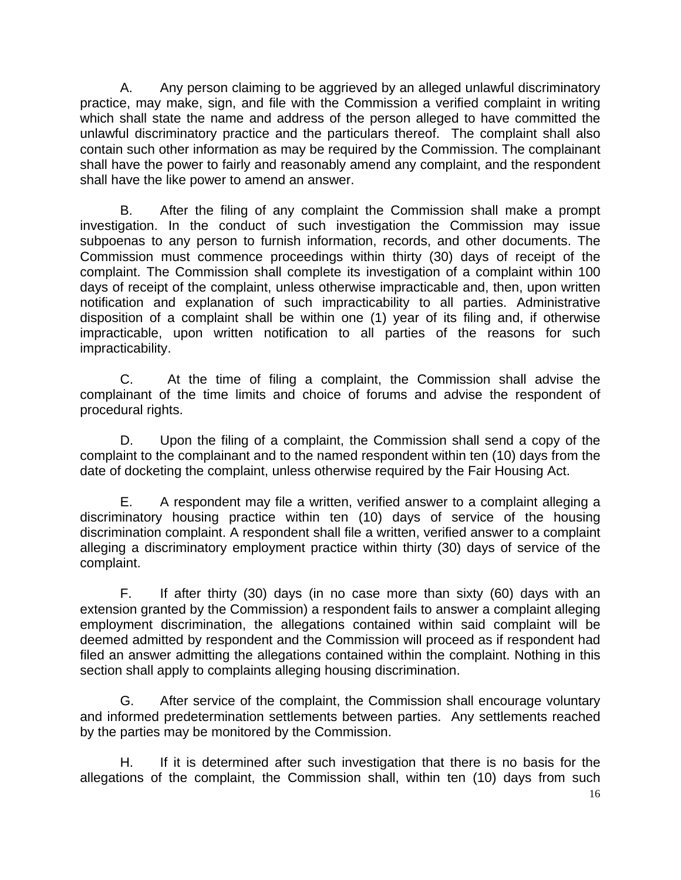A. Any person claiming to be aggrieved by an alleged unlawful discriminatory practice, may make, sign, and file with the Commission a verified complaint in writing which shall state the name and address of the person alleged to have committed the unlawful discriminatory practice and the particulars thereof. The complaint shall also contain such other information as may be required by the Commission. The complainant shall have the power to fairly and reasonably amend any complaint, and the respondent shall have the like power to amend an answer.

B. After the filing of any complaint the Commission shall make a prompt investigation. In the conduct of such investigation the Commission may issue subpoenas to any person to furnish information, records, and other documents. The Commission must commence proceedings within thirty (30) days of receipt of the complaint. The Commission shall complete its investigation of a complaint within 100 days of receipt of the complaint, unless otherwise impracticable and, then, upon written notification and explanation of such impracticability to all parties. Administrative disposition of a complaint shall be within one (1) year of its filing and, if otherwise impracticable, upon written notification to all parties of the reasons for such impracticability.

C. At the time of filing a complaint, the Commission shall advise the complainant of the time limits and choice of forums and advise the respondent of procedural rights.

D. Upon the filing of a complaint, the Commission shall send a copy of the complaint to the complainant and to the named respondent within ten (10) days from the date of docketing the complaint, unless otherwise required by the Fair Housing Act.

E. A respondent may file a written, verified answer to a complaint alleging a discriminatory housing practice within ten (10) days of service of the housing discrimination complaint. A respondent shall file a written, verified answer to a complaint alleging a discriminatory employment practice within thirty (30) days of service of the complaint.

F. If after thirty (30) days (in no case more than sixty (60) days with an extension granted by the Commission) a respondent fails to answer a complaint alleging employment discrimination, the allegations contained within said complaint will be deemed admitted by respondent and the Commission will proceed as if respondent had filed an answer admitting the allegations contained within the complaint. Nothing in this section shall apply to complaints alleging housing discrimination.

G. After service of the complaint, the Commission shall encourage voluntary and informed predetermination settlements between parties. Any settlements reached by the parties may be monitored by the Commission.

H. If it is determined after such investigation that there is no basis for the allegations of the complaint, the Commission shall, within ten (10) days from such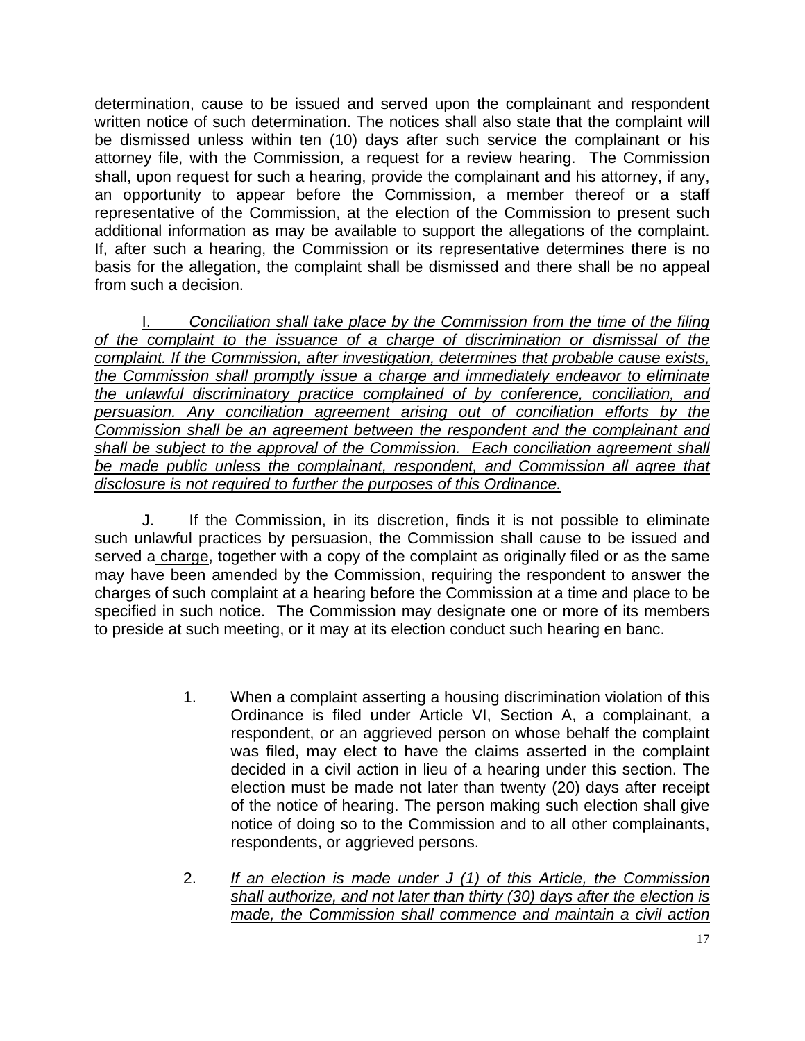determination, cause to be issued and served upon the complainant and respondent written notice of such determination. The notices shall also state that the complaint will be dismissed unless within ten (10) days after such service the complainant or his attorney file, with the Commission, a request for a review hearing. The Commission shall, upon request for such a hearing, provide the complainant and his attorney, if any, an opportunity to appear before the Commission, a member thereof or a staff representative of the Commission, at the election of the Commission to present such additional information as may be available to support the allegations of the complaint. If, after such a hearing, the Commission or its representative determines there is no basis for the allegation, the complaint shall be dismissed and there shall be no appeal from such a decision.

<u>I.</u> <u>*Conciliation shall take place by the Commission from the time of the filing of the complaint to the issuance of a charge of discrimination or dismissal of the complaint. If the Commission, after investigation, determines that probable cause exists, the Commission shall promptly issue a charge and immediately endeavor to eliminate the unlawful discriminatory practice complained of by conference, conciliation, and persuasion. Any conciliation agreement arising out of conciliation efforts by the Commission shall be an agreement between the respondent and the complainant and shall be subject to the approval of the Commission. Each conciliation agreement shall be made public unless the complainant, respondent, and Commission all agree that disclosure is not required to further the purposes of this Ordinance.*</u>

J. If the Commission, in its discretion, finds it is not possible to eliminate such unlawful practices by persuasion, the Commission shall cause to be issued and served a <u>charge</u>, together with a copy of the complaint as originally filed or as the same may have been amended by the Commission, requiring the respondent to answer the charges of such complaint at a hearing before the Commission at a time and place to be specified in such notice. The Commission may designate one or more of its members to preside at such meeting, or it may at its election conduct such hearing en banc.

1. When a complaint asserting a housing discrimination violation of this Ordinance is filed under Article VI, Section A, a complainant, a respondent, or an aggrieved person on whose behalf the complaint was filed, may elect to have the claims asserted in the complaint decided in a civil action in lieu of a hearing under this section. The election must be made not later than twenty (20) days after receipt of the notice of hearing. The person making such election shall give notice of doing so to the Commission and to all other complainants, respondents, or aggrieved persons.

2. <u>*If an election is made under J (1) of this Article, the Commission shall authorize, and not later than thirty (30) days after the election is made, the Commission shall commence and maintain a civil action*</u>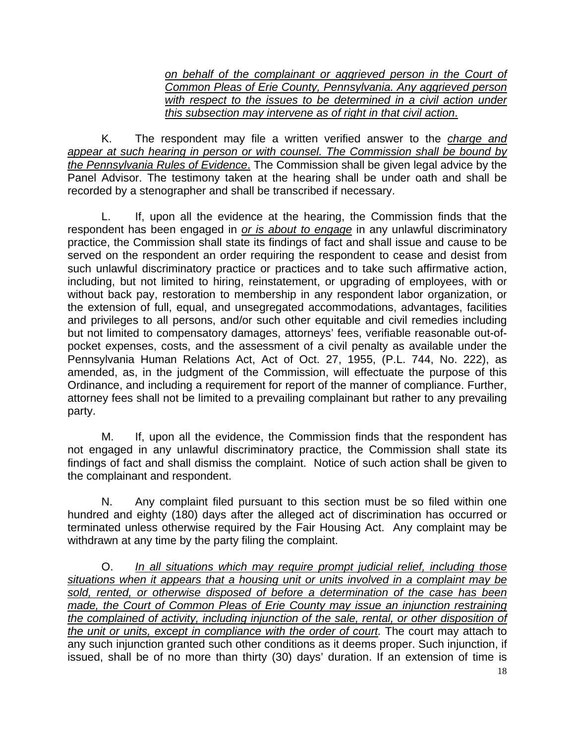*on behalf of the complainant or aggrieved person in the Court of Common Pleas of Erie County, Pennsylvania. Any aggrieved person with respect to the issues to be determined in a civil action under this subsection may intervene as of right in that civil action*.

K. The respondent may file a written verified answer to the *charge and appear at such hearing in person or with counsel. The Commission shall be bound by the Pennsylvania Rules of Evidence*. The Commission shall be given legal advice by the Panel Advisor. The testimony taken at the hearing shall be under oath and shall be recorded by a stenographer and shall be transcribed if necessary.

L. If, upon all the evidence at the hearing, the Commission finds that the respondent has been engaged in *or is about to engage* in any unlawful discriminatory practice, the Commission shall state its findings of fact and shall issue and cause to be served on the respondent an order requiring the respondent to cease and desist from such unlawful discriminatory practice or practices and to take such affirmative action, including, but not limited to hiring, reinstatement, or upgrading of employees, with or without back pay, restoration to membership in any respondent labor organization, or the extension of full, equal, and unsegregated accommodations, advantages, facilities and privileges to all persons, and/or such other equitable and civil remedies including but not limited to compensatory damages, attorneys' fees, verifiable reasonable out-of-pocket expenses, costs, and the assessment of a civil penalty as available under the Pennsylvania Human Relations Act, Act of Oct. 27, 1955, (P.L. 744, No. 222), as amended, as, in the judgment of the Commission, will effectuate the purpose of this Ordinance, and including a requirement for report of the manner of compliance. Further, attorney fees shall not be limited to a prevailing complainant but rather to any prevailing party.

M. If, upon all the evidence, the Commission finds that the respondent has not engaged in any unlawful discriminatory practice, the Commission shall state its findings of fact and shall dismiss the complaint. Notice of such action shall be given to the complainant and respondent.

N. Any complaint filed pursuant to this section must be so filed within one hundred and eighty (180) days after the alleged act of discrimination has occurred or terminated unless otherwise required by the Fair Housing Act. Any complaint may be withdrawn at any time by the party filing the complaint.

O. *In all situations which may require prompt judicial relief, including those situations when it appears that a housing unit or units involved in a complaint may be sold, rented, or otherwise disposed of before a determination of the case has been made, the Court of Common Pleas of Erie County may issue an injunction restraining the complained of activity, including injunction of the sale, rental, or other disposition of the unit or units, except in compliance with the order of court.* The court may attach to any such injunction granted such other conditions as it deems proper. Such injunction, if issued, shall be of no more than thirty (30) days' duration. If an extension of time is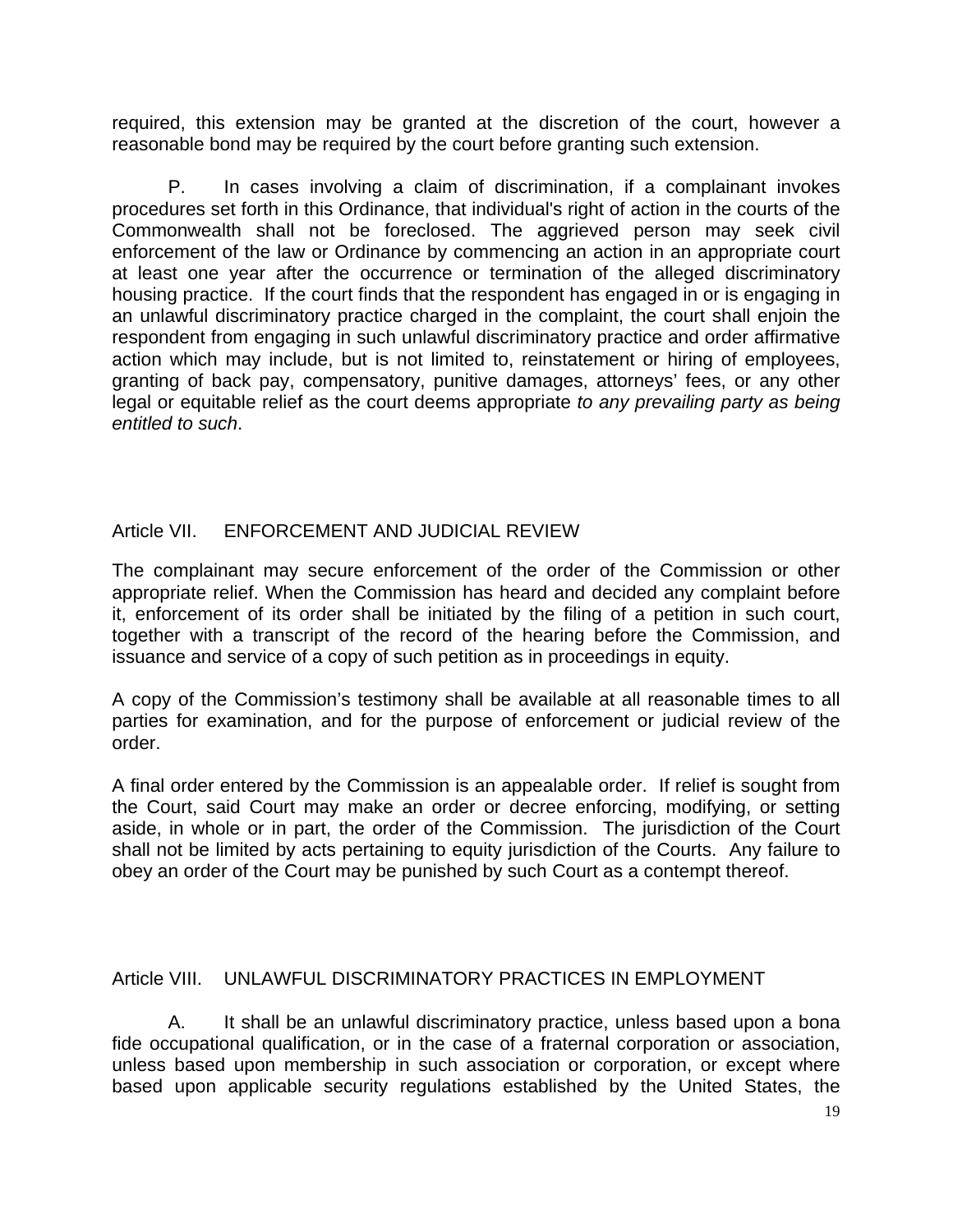required, this extension may be granted at the discretion of the court, however a reasonable bond may be required by the court before granting such extension.

P. In cases involving a claim of discrimination, if a complainant invokes procedures set forth in this Ordinance, that individual's right of action in the courts of the Commonwealth shall not be foreclosed. The aggrieved person may seek civil enforcement of the law or Ordinance by commencing an action in an appropriate court at least one year after the occurrence or termination of the alleged discriminatory housing practice. If the court finds that the respondent has engaged in or is engaging in an unlawful discriminatory practice charged in the complaint, the court shall enjoin the respondent from engaging in such unlawful discriminatory practice and order affirmative action which may include, but is not limited to, reinstatement or hiring of employees, granting of back pay, compensatory, punitive damages, attorneys' fees, or any other legal or equitable relief as the court deems appropriate *to any prevailing party as being entitled to such*.

## Article VII. ENFORCEMENT AND JUDICIAL REVIEW

The complainant may secure enforcement of the order of the Commission or other appropriate relief. When the Commission has heard and decided any complaint before it, enforcement of its order shall be initiated by the filing of a petition in such court, together with a transcript of the record of the hearing before the Commission, and issuance and service of a copy of such petition as in proceedings in equity.

A copy of the Commission's testimony shall be available at all reasonable times to all parties for examination, and for the purpose of enforcement or judicial review of the order.

A final order entered by the Commission is an appealable order. If relief is sought from the Court, said Court may make an order or decree enforcing, modifying, or setting aside, in whole or in part, the order of the Commission. The jurisdiction of the Court shall not be limited by acts pertaining to equity jurisdiction of the Courts. Any failure to obey an order of the Court may be punished by such Court as a contempt thereof.

## Article VIII. UNLAWFUL DISCRIMINATORY PRACTICES IN EMPLOYMENT

A. It shall be an unlawful discriminatory practice, unless based upon a bona fide occupational qualification, or in the case of a fraternal corporation or association, unless based upon membership in such association or corporation, or except where based upon applicable security regulations established by the United States, the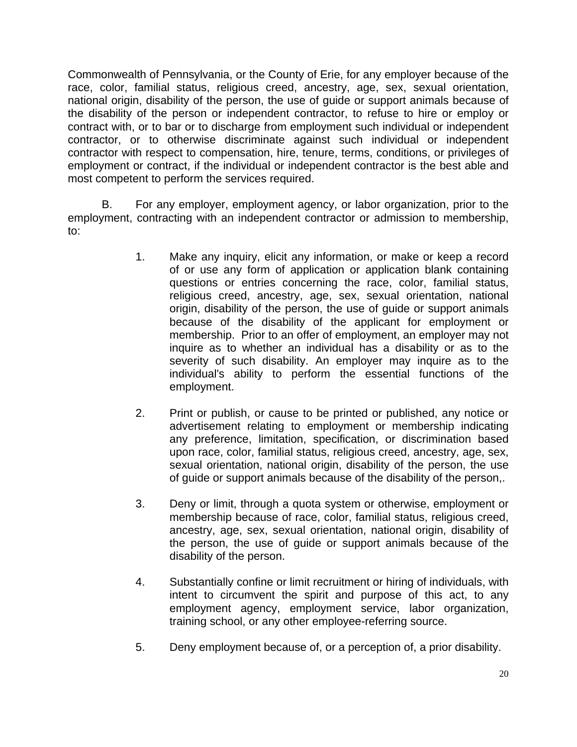Commonwealth of Pennsylvania, or the County of Erie, for any employer because of the race, color, familial status, religious creed, ancestry, age, sex, sexual orientation, national origin, disability of the person, the use of guide or support animals because of the disability of the person or independent contractor, to refuse to hire or employ or contract with, or to bar or to discharge from employment such individual or independent contractor, or to otherwise discriminate against such individual or independent contractor with respect to compensation, hire, tenure, terms, conditions, or privileges of employment or contract, if the individual or independent contractor is the best able and most competent to perform the services required.

B. For any employer, employment agency, or labor organization, prior to the employment, contracting with an independent contractor or admission to membership, to:

1. Make any inquiry, elicit any information, or make or keep a record of or use any form of application or application blank containing questions or entries concerning the race, color, familial status, religious creed, ancestry, age, sex, sexual orientation, national origin, disability of the person, the use of guide or support animals because of the disability of the applicant for employment or membership. Prior to an offer of employment, an employer may not inquire as to whether an individual has a disability or as to the severity of such disability. An employer may inquire as to the individual's ability to perform the essential functions of the employment.

2. Print or publish, or cause to be printed or published, any notice or advertisement relating to employment or membership indicating any preference, limitation, specification, or discrimination based upon race, color, familial status, religious creed, ancestry, age, sex, sexual orientation, national origin, disability of the person, the use of guide or support animals because of the disability of the person,.

3. Deny or limit, through a quota system or otherwise, employment or membership because of race, color, familial status, religious creed, ancestry, age, sex, sexual orientation, national origin, disability of the person, the use of guide or support animals because of the disability of the person.

4. Substantially confine or limit recruitment or hiring of individuals, with intent to circumvent the spirit and purpose of this act, to any employment agency, employment service, labor organization, training school, or any other employee-referring source.

5. Deny employment because of, or a perception of, a prior disability.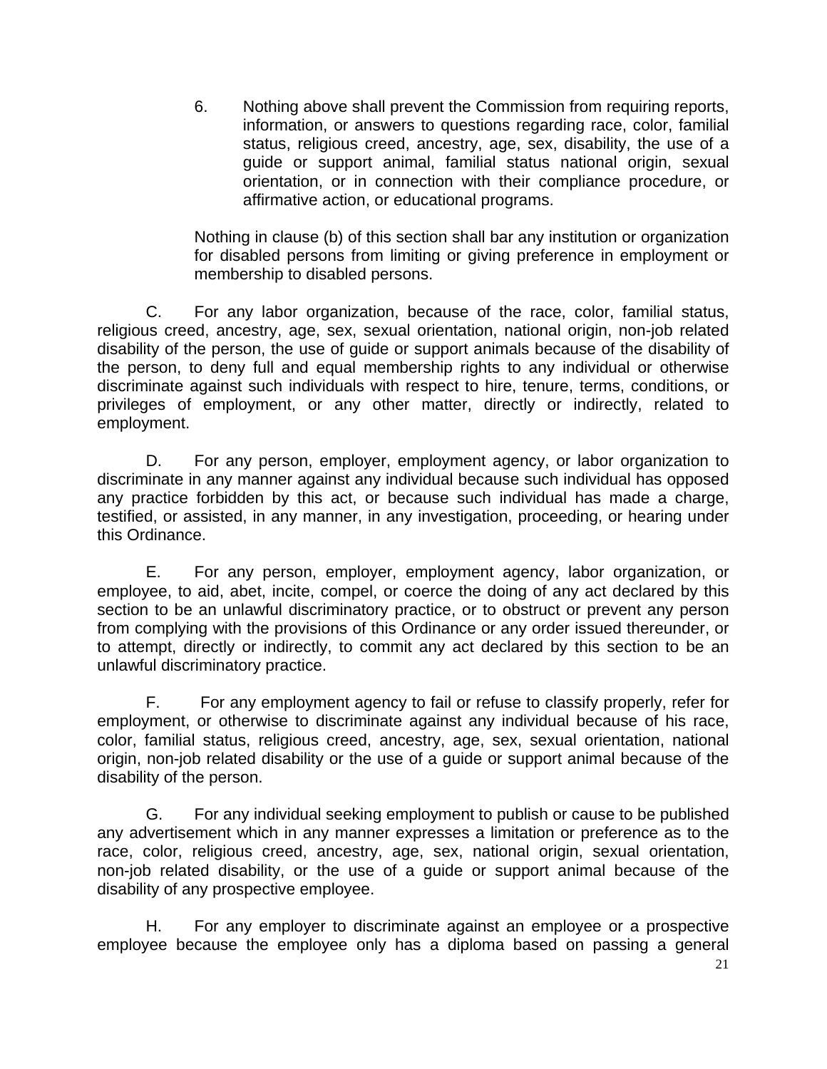6. Nothing above shall prevent the Commission from requiring reports, information, or answers to questions regarding race, color, familial status, religious creed, ancestry, age, sex, disability, the use of a guide or support animal, familial status national origin, sexual orientation, or in connection with their compliance procedure, or affirmative action, or educational programs.

Nothing in clause (b) of this section shall bar any institution or organization for disabled persons from limiting or giving preference in employment or membership to disabled persons.

C. For any labor organization, because of the race, color, familial status, religious creed, ancestry, age, sex, sexual orientation, national origin, non-job related disability of the person, the use of guide or support animals because of the disability of the person, to deny full and equal membership rights to any individual or otherwise discriminate against such individuals with respect to hire, tenure, terms, conditions, or privileges of employment, or any other matter, directly or indirectly, related to employment.

D. For any person, employer, employment agency, or labor organization to discriminate in any manner against any individual because such individual has opposed any practice forbidden by this act, or because such individual has made a charge, testified, or assisted, in any manner, in any investigation, proceeding, or hearing under this Ordinance.

E. For any person, employer, employment agency, labor organization, or employee, to aid, abet, incite, compel, or coerce the doing of any act declared by this section to be an unlawful discriminatory practice, or to obstruct or prevent any person from complying with the provisions of this Ordinance or any order issued thereunder, or to attempt, directly or indirectly, to commit any act declared by this section to be an unlawful discriminatory practice.

F. For any employment agency to fail or refuse to classify properly, refer for employment, or otherwise to discriminate against any individual because of his race, color, familial status, religious creed, ancestry, age, sex, sexual orientation, national origin, non-job related disability or the use of a guide or support animal because of the disability of the person.

G. For any individual seeking employment to publish or cause to be published any advertisement which in any manner expresses a limitation or preference as to the race, color, religious creed, ancestry, age, sex, national origin, sexual orientation, non-job related disability, or the use of a guide or support animal because of the disability of any prospective employee.

H. For any employer to discriminate against an employee or a prospective employee because the employee only has a diploma based on passing a general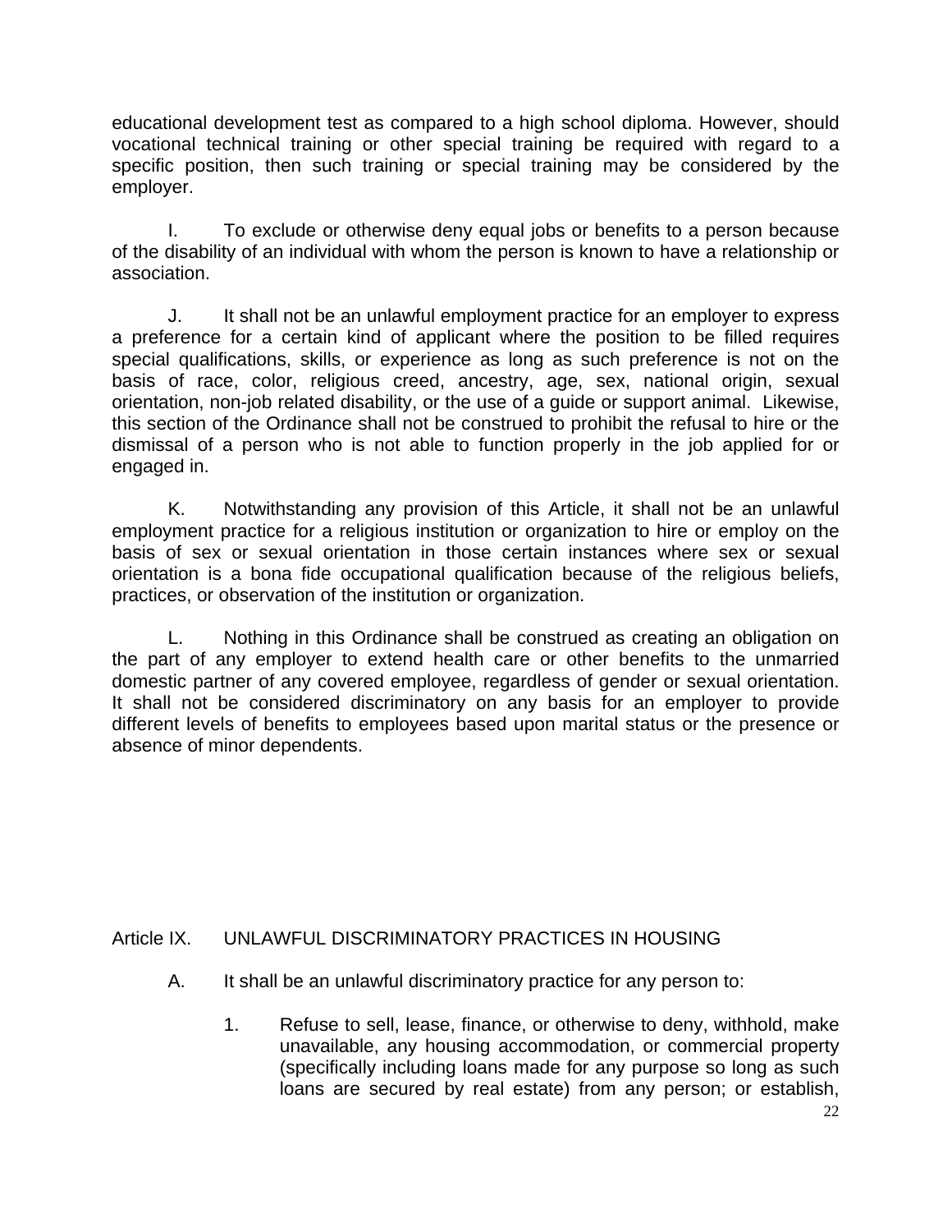educational development test as compared to a high school diploma. However, should vocational technical training or other special training be required with regard to a specific position, then such training or special training may be considered by the employer.

I. To exclude or otherwise deny equal jobs or benefits to a person because of the disability of an individual with whom the person is known to have a relationship or association.

J. It shall not be an unlawful employment practice for an employer to express a preference for a certain kind of applicant where the position to be filled requires special qualifications, skills, or experience as long as such preference is not on the basis of race, color, religious creed, ancestry, age, sex, national origin, sexual orientation, non-job related disability, or the use of a guide or support animal. Likewise, this section of the Ordinance shall not be construed to prohibit the refusal to hire or the dismissal of a person who is not able to function properly in the job applied for or engaged in.

K. Notwithstanding any provision of this Article, it shall not be an unlawful employment practice for a religious institution or organization to hire or employ on the basis of sex or sexual orientation in those certain instances where sex or sexual orientation is a bona fide occupational qualification because of the religious beliefs, practices, or observation of the institution or organization.

L. Nothing in this Ordinance shall be construed as creating an obligation on the part of any employer to extend health care or other benefits to the unmarried domestic partner of any covered employee, regardless of gender or sexual orientation. It shall not be considered discriminatory on any basis for an employer to provide different levels of benefits to employees based upon marital status or the presence or absence of minor dependents.

## Article IX. UNLAWFUL DISCRIMINATORY PRACTICES IN HOUSING

A. It shall be an unlawful discriminatory practice for any person to:

1. Refuse to sell, lease, finance, or otherwise to deny, withhold, make unavailable, any housing accommodation, or commercial property (specifically including loans made for any purpose so long as such loans are secured by real estate) from any person; or establish,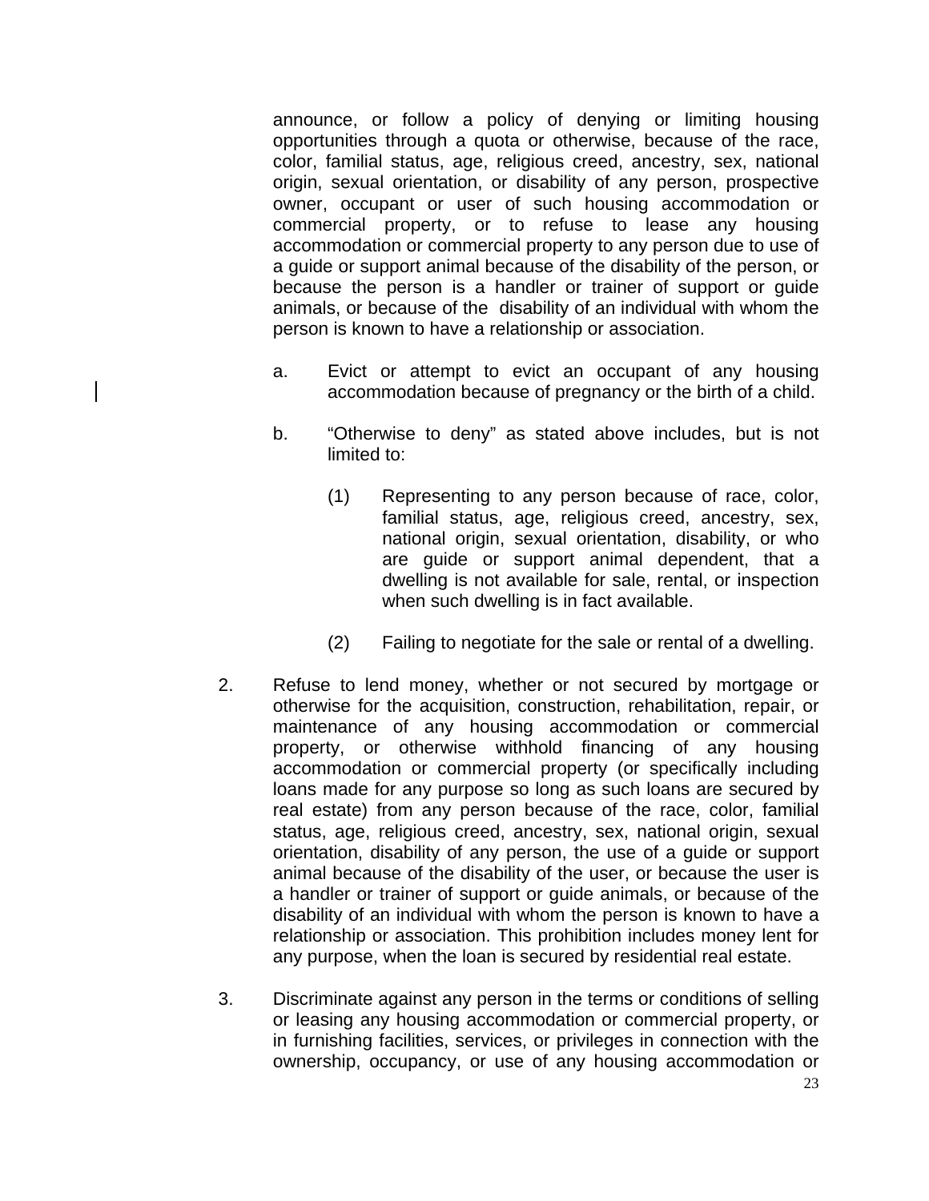announce, or follow a policy of denying or limiting housing opportunities through a quota or otherwise, because of the race, color, familial status, age, religious creed, ancestry, sex, national origin, sexual orientation, or disability of any person, prospective owner, occupant or user of such housing accommodation or commercial property, or to refuse to lease any housing accommodation or commercial property to any person due to use of a guide or support animal because of the disability of the person, or because the person is a handler or trainer of support or guide animals, or because of the disability of an individual with whom the person is known to have a relationship or association.

a. Evict or attempt to evict an occupant of any housing accommodation because of pregnancy or the birth of a child.

b. "Otherwise to deny" as stated above includes, but is not limited to:

   (1) Representing to any person because of race, color, familial status, age, religious creed, ancestry, sex, national origin, sexual orientation, disability, or who are guide or support animal dependent, that a dwelling is not available for sale, rental, or inspection when such dwelling is in fact available.

   (2) Failing to negotiate for the sale or rental of a dwelling.

2. Refuse to lend money, whether or not secured by mortgage or otherwise for the acquisition, construction, rehabilitation, repair, or maintenance of any housing accommodation or commercial property, or otherwise withhold financing of any housing accommodation or commercial property (or specifically including loans made for any purpose so long as such loans are secured by real estate) from any person because of the race, color, familial status, age, religious creed, ancestry, sex, national origin, sexual orientation, disability of any person, the use of a guide or support animal because of the disability of the user, or because the user is a handler or trainer of support or guide animals, or because of the disability of an individual with whom the person is known to have a relationship or association. This prohibition includes money lent for any purpose, when the loan is secured by residential real estate.

3. Discriminate against any person in the terms or conditions of selling or leasing any housing accommodation or commercial property, or in furnishing facilities, services, or privileges in connection with the ownership, occupancy, or use of any housing accommodation or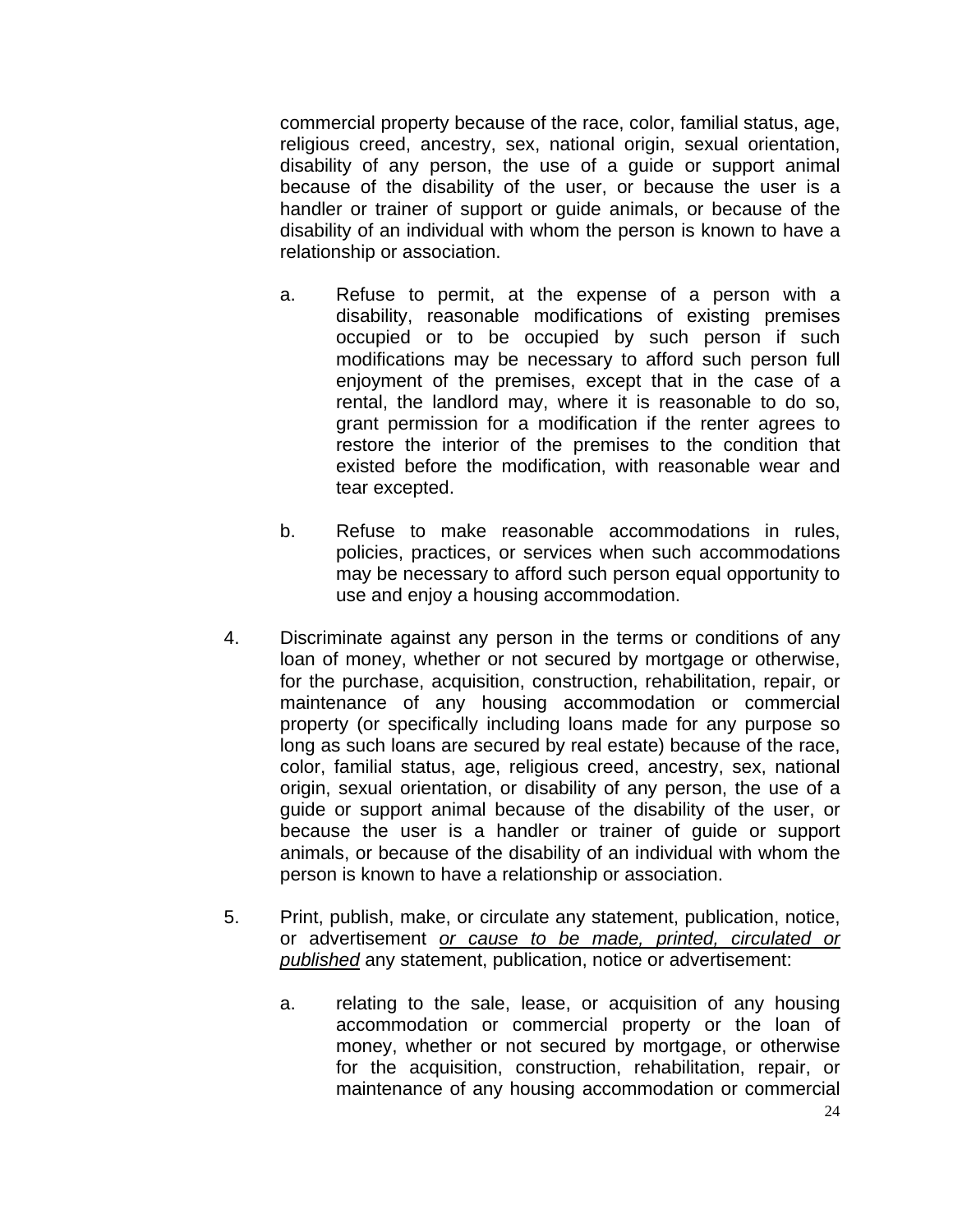commercial property because of the race, color, familial status, age, religious creed, ancestry, sex, national origin, sexual orientation, disability of any person, the use of a guide or support animal because of the disability of the user, or because the user is a handler or trainer of support or guide animals, or because of the disability of an individual with whom the person is known to have a relationship or association.

a. Refuse to permit, at the expense of a person with a disability, reasonable modifications of existing premises occupied or to be occupied by such person if such modifications may be necessary to afford such person full enjoyment of the premises, except that in the case of a rental, the landlord may, where it is reasonable to do so, grant permission for a modification if the renter agrees to restore the interior of the premises to the condition that existed before the modification, with reasonable wear and tear excepted.

b. Refuse to make reasonable accommodations in rules, policies, practices, or services when such accommodations may be necessary to afford such person equal opportunity to use and enjoy a housing accommodation.

4. Discriminate against any person in the terms or conditions of any loan of money, whether or not secured by mortgage or otherwise, for the purchase, acquisition, construction, rehabilitation, repair, or maintenance of any housing accommodation or commercial property (or specifically including loans made for any purpose so long as such loans are secured by real estate) because of the race, color, familial status, age, religious creed, ancestry, sex, national origin, sexual orientation, or disability of any person, the use of a guide or support animal because of the disability of the user, or because the user is a handler or trainer of guide or support animals, or because of the disability of an individual with whom the person is known to have a relationship or association.

5. Print, publish, make, or circulate any statement, publication, notice, or advertisement ***or cause to be made, printed, circulated or published*** any statement, publication, notice or advertisement:

a. relating to the sale, lease, or acquisition of any housing accommodation or commercial property or the loan of money, whether or not secured by mortgage, or otherwise for the acquisition, construction, rehabilitation, repair, or maintenance of any housing accommodation or commercial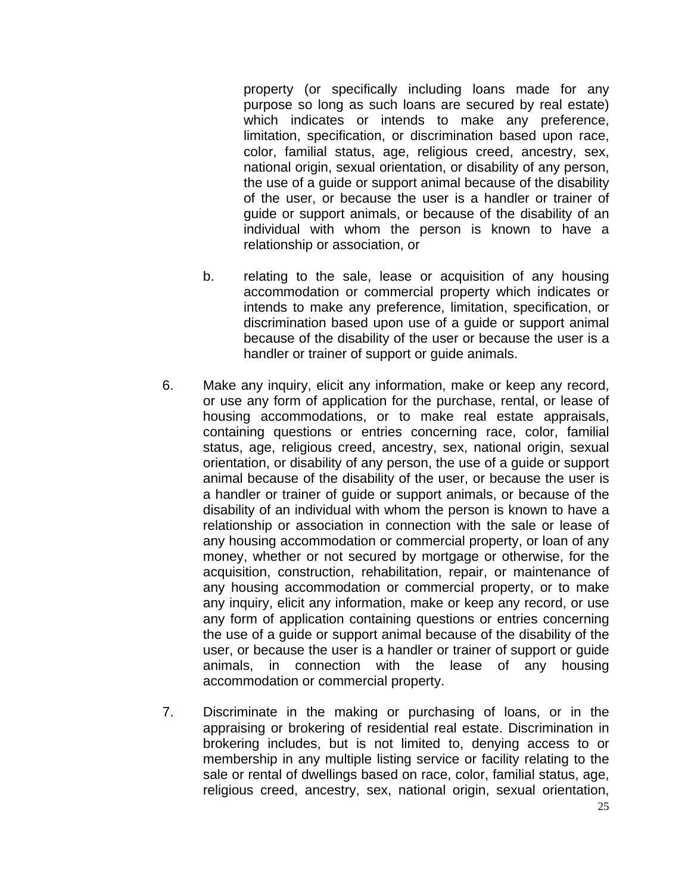property (or specifically including loans made for any purpose so long as such loans are secured by real estate) which indicates or intends to make any preference, limitation, specification, or discrimination based upon race, color, familial status, age, religious creed, ancestry, sex, national origin, sexual orientation, or disability of any person, the use of a guide or support animal because of the disability of the user, or because the user is a handler or trainer of guide or support animals, or because of the disability of an individual with whom the person is known to have a relationship or association, or

b. relating to the sale, lease or acquisition of any housing accommodation or commercial property which indicates or intends to make any preference, limitation, specification, or discrimination based upon use of a guide or support animal because of the disability of the user or because the user is a handler or trainer of support or guide animals.

6. Make any inquiry, elicit any information, make or keep any record, or use any form of application for the purchase, rental, or lease of housing accommodations, or to make real estate appraisals, containing questions or entries concerning race, color, familial status, age, religious creed, ancestry, sex, national origin, sexual orientation, or disability of any person, the use of a guide or support animal because of the disability of the user, or because the user is a handler or trainer of guide or support animals, or because of the disability of an individual with whom the person is known to have a relationship or association in connection with the sale or lease of any housing accommodation or commercial property, or loan of any money, whether or not secured by mortgage or otherwise, for the acquisition, construction, rehabilitation, repair, or maintenance of any housing accommodation or commercial property, or to make any inquiry, elicit any information, make or keep any record, or use any form of application containing questions or entries concerning the use of a guide or support animal because of the disability of the user, or because the user is a handler or trainer of support or guide animals, in connection with the lease of any housing accommodation or commercial property.

7. Discriminate in the making or purchasing of loans, or in the appraising or brokering of residential real estate. Discrimination in brokering includes, but is not limited to, denying access to or membership in any multiple listing service or facility relating to the sale or rental of dwellings based on race, color, familial status, age, religious creed, ancestry, sex, national origin, sexual orientation,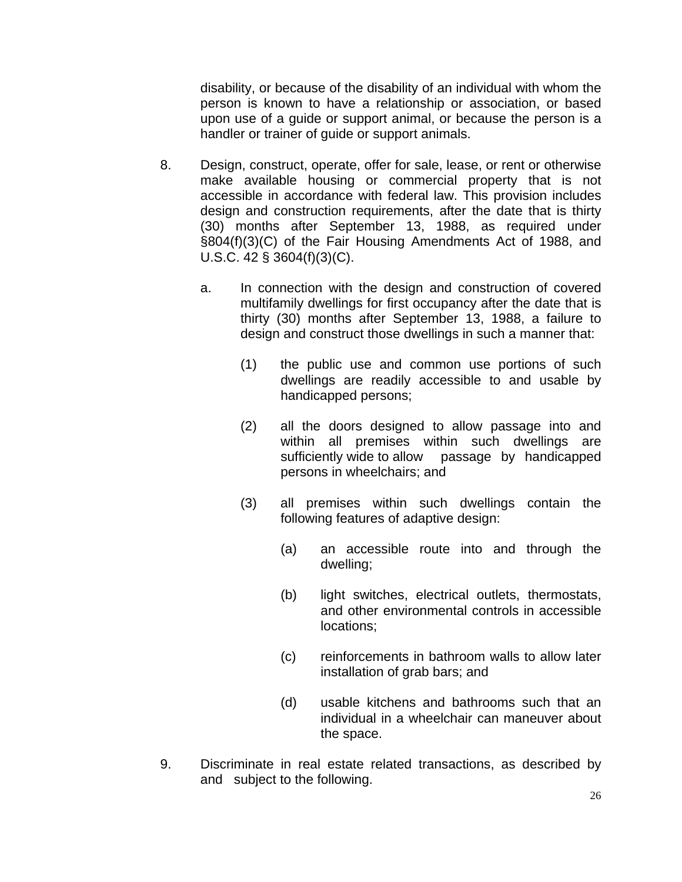disability, or because of the disability of an individual with whom the person is known to have a relationship or association, or based upon use of a guide or support animal, or because the person is a handler or trainer of guide or support animals.

8. Design, construct, operate, offer for sale, lease, or rent or otherwise make available housing or commercial property that is not accessible in accordance with federal law. This provision includes design and construction requirements, after the date that is thirty (30) months after September 13, 1988, as required under §804(f)(3)(C) of the Fair Housing Amendments Act of 1988, and U.S.C. 42 § 3604(f)(3)(C).

   a. In connection with the design and construction of covered multifamily dwellings for first occupancy after the date that is thirty (30) months after September 13, 1988, a failure to design and construct those dwellings in such a manner that:

      (1) the public use and common use portions of such dwellings are readily accessible to and usable by handicapped persons;

      (2) all the doors designed to allow passage into and within all premises within such dwellings are sufficiently wide to allow passage by handicapped persons in wheelchairs; and

      (3) all premises within such dwellings contain the following features of adaptive design:

         (a) an accessible route into and through the dwelling;

         (b) light switches, electrical outlets, thermostats, and other environmental controls in accessible locations;

         (c) reinforcements in bathroom walls to allow later installation of grab bars; and

         (d) usable kitchens and bathrooms such that an individual in a wheelchair can maneuver about the space.

9. Discriminate in real estate related transactions, as described by and subject to the following.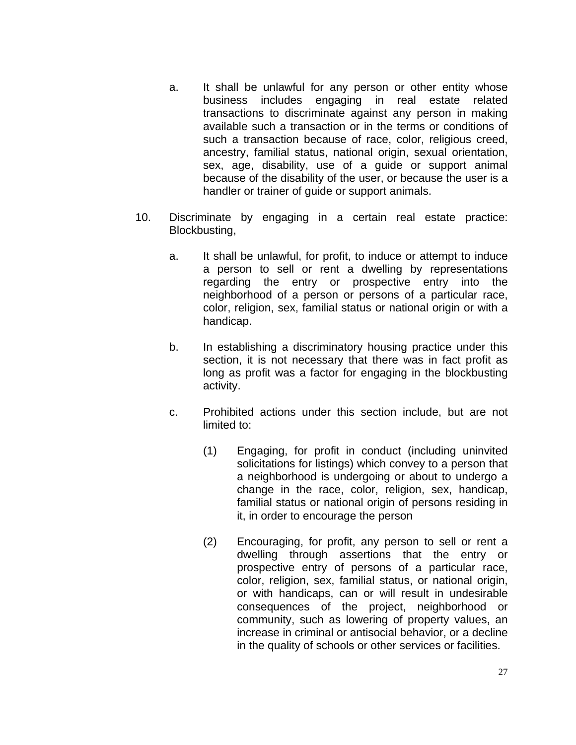a. It shall be unlawful for any person or other entity whose business includes engaging in real estate related transactions to discriminate against any person in making available such a transaction or in the terms or conditions of such a transaction because of race, color, religious creed, ancestry, familial status, national origin, sexual orientation, sex, age, disability, use of a guide or support animal because of the disability of the user, or because the user is a handler or trainer of guide or support animals.

10. Discriminate by engaging in a certain real estate practice: Blockbusting,

    a. It shall be unlawful, for profit, to induce or attempt to induce a person to sell or rent a dwelling by representations regarding the entry or prospective entry into the neighborhood of a person or persons of a particular race, color, religion, sex, familial status or national origin or with a handicap.

    b. In establishing a discriminatory housing practice under this section, it is not necessary that there was in fact profit as long as profit was a factor for engaging in the blockbusting activity.

    c. Prohibited actions under this section include, but are not limited to:

        (1) Engaging, for profit in conduct (including uninvited solicitations for listings) which convey to a person that a neighborhood is undergoing or about to undergo a change in the race, color, religion, sex, handicap, familial status or national origin of persons residing in it, in order to encourage the person

        (2) Encouraging, for profit, any person to sell or rent a dwelling through assertions that the entry or prospective entry of persons of a particular race, color, religion, sex, familial status, or national origin, or with handicaps, can or will result in undesirable consequences of the project, neighborhood or community, such as lowering of property values, an increase in criminal or antisocial behavior, or a decline in the quality of schools or other services or facilities.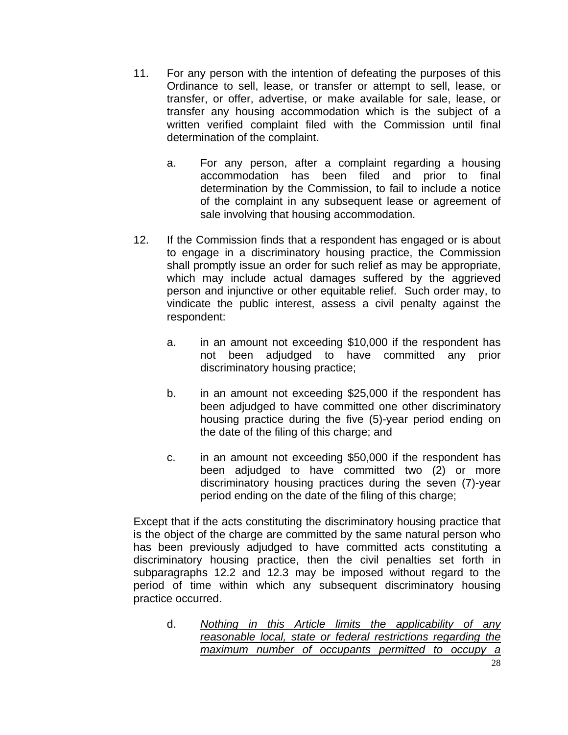11. For any person with the intention of defeating the purposes of this Ordinance to sell, lease, or transfer or attempt to sell, lease, or transfer, or offer, advertise, or make available for sale, lease, or transfer any housing accommodation which is the subject of a written verified complaint filed with the Commission until final determination of the complaint.

    a. For any person, after a complaint regarding a housing accommodation has been filed and prior to final determination by the Commission, to fail to include a notice of the complaint in any subsequent lease or agreement of sale involving that housing accommodation.

12. If the Commission finds that a respondent has engaged or is about to engage in a discriminatory housing practice, the Commission shall promptly issue an order for such relief as may be appropriate, which may include actual damages suffered by the aggrieved person and injunctive or other equitable relief. Such order may, to vindicate the public interest, assess a civil penalty against the respondent:

    a. in an amount not exceeding $10,000 if the respondent has not been adjudged to have committed any prior discriminatory housing practice;

    b. in an amount not exceeding $25,000 if the respondent has been adjudged to have committed one other discriminatory housing practice during the five (5)-year period ending on the date of the filing of this charge; and

    c. in an amount not exceeding $50,000 if the respondent has been adjudged to have committed two (2) or more discriminatory housing practices during the seven (7)-year period ending on the date of the filing of this charge;

Except that if the acts constituting the discriminatory housing practice that is the object of the charge are committed by the same natural person who has been previously adjudged to have committed acts constituting a discriminatory housing practice, then the civil penalties set forth in subparagraphs 12.2 and 12.3 may be imposed without regard to the period of time within which any subsequent discriminatory housing practice occurred.

    d. *<u>Nothing in this Article limits the applicability of any reasonable local, state or federal restrictions regarding the maximum number of occupants permitted to occupy a</u>*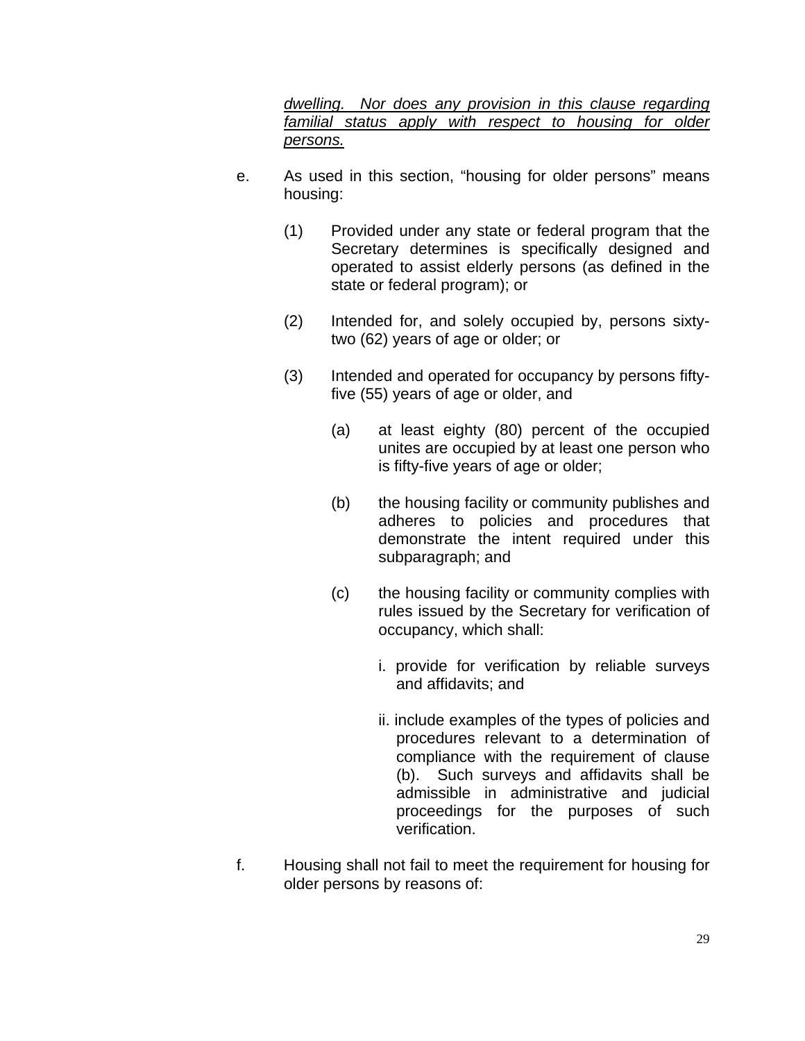<u>*dwelling. Nor does any provision in this clause regarding familial status apply with respect to housing for older persons.*</u>

e. As used in this section, "housing for older persons" means housing:

   (1) Provided under any state or federal program that the Secretary determines is specifically designed and operated to assist elderly persons (as defined in the state or federal program); or

   (2) Intended for, and solely occupied by, persons sixty-two (62) years of age or older; or

   (3) Intended and operated for occupancy by persons fifty-five (55) years of age or older, and

      (a) at least eighty (80) percent of the occupied unites are occupied by at least one person who is fifty-five years of age or older;

      (b) the housing facility or community publishes and adheres to policies and procedures that demonstrate the intent required under this subparagraph; and

      (c) the housing facility or community complies with rules issued by the Secretary for verification of occupancy, which shall:

         i. provide for verification by reliable surveys and affidavits; and

         ii. include examples of the types of policies and procedures relevant to a determination of compliance with the requirement of clause (b). Such surveys and affidavits shall be admissible in administrative and judicial proceedings for the purposes of such verification.

f. Housing shall not fail to meet the requirement for housing for older persons by reasons of: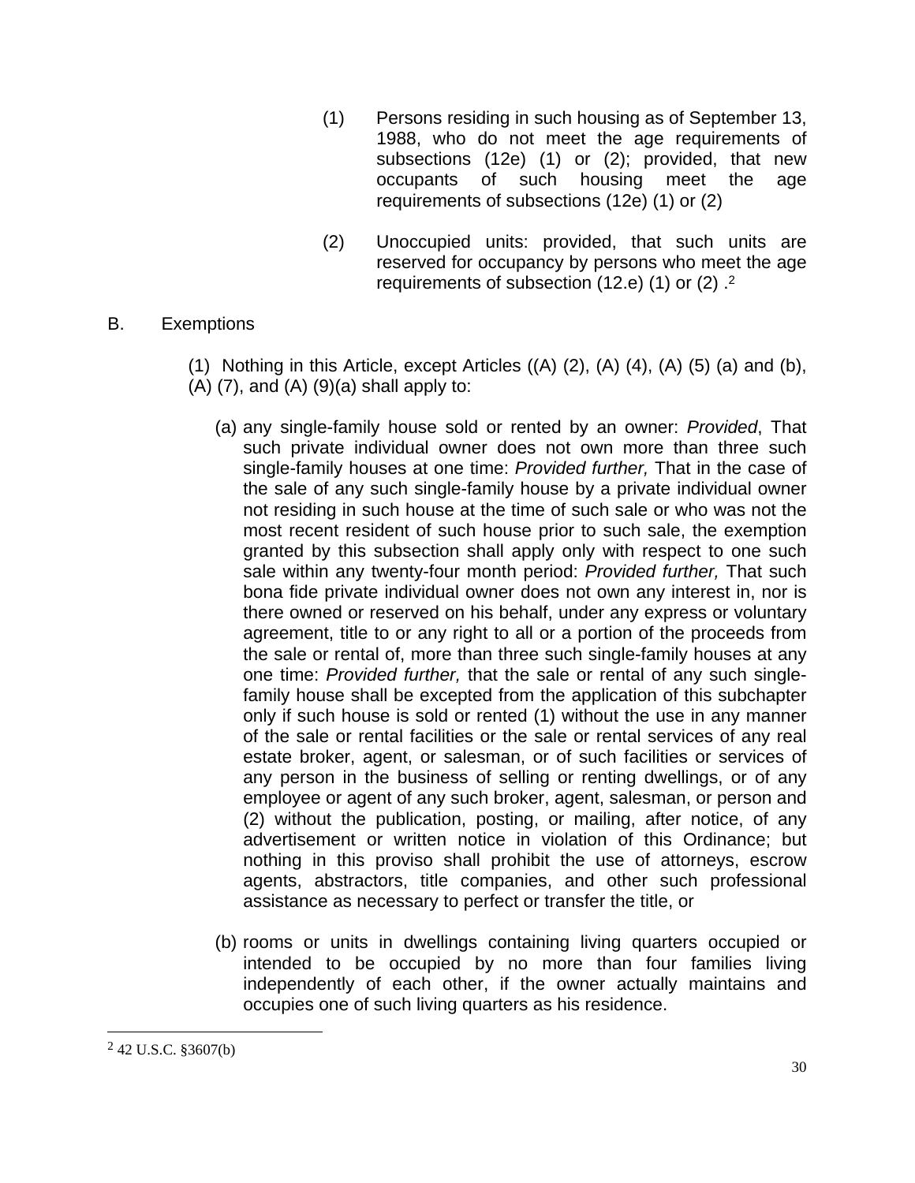(1) Persons residing in such housing as of September 13, 1988, who do not meet the age requirements of subsections (12e) (1) or (2); provided, that new occupants of such housing meet the age requirements of subsections (12e) (1) or (2)

(2) Unoccupied units: provided, that such units are reserved for occupancy by persons who meet the age requirements of subsection (12.e) (1) or (2) .[2]

B. Exemptions

(1) Nothing in this Article, except Articles ((A) (2), (A) (4), (A) (5) (a) and (b), (A) (7), and (A) (9)(a) shall apply to:

(a) any single-family house sold or rented by an owner: *Provided*, That such private individual owner does not own more than three such single-family houses at one time: *Provided further,* That in the case of the sale of any such single-family house by a private individual owner not residing in such house at the time of such sale or who was not the most recent resident of such house prior to such sale, the exemption granted by this subsection shall apply only with respect to one such sale within any twenty-four month period: *Provided further,* That such bona fide private individual owner does not own any interest in, nor is there owned or reserved on his behalf, under any express or voluntary agreement, title to or any right to all or a portion of the proceeds from the sale or rental of, more than three such single-family houses at any one time: *Provided further,* that the sale or rental of any such single-family house shall be excepted from the application of this subchapter only if such house is sold or rented (1) without the use in any manner of the sale or rental facilities or the sale or rental services of any real estate broker, agent, or salesman, or of such facilities or services of any person in the business of selling or renting dwellings, or of any employee or agent of any such broker, agent, salesman, or person and (2) without the publication, posting, or mailing, after notice, of any advertisement or written notice in violation of this Ordinance; but nothing in this proviso shall prohibit the use of attorneys, escrow agents, abstractors, title companies, and other such professional assistance as necessary to perfect or transfer the title, or

(b) rooms or units in dwellings containing living quarters occupied or intended to be occupied by no more than four families living independently of each other, if the owner actually maintains and occupies one of such living quarters as his residence.

---

[2] 42 U.S.C. §3607(b)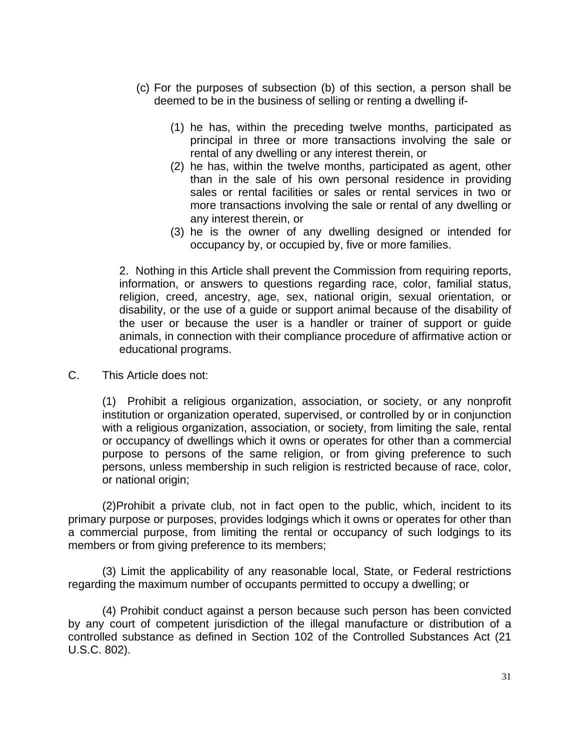(c) For the purposes of subsection (b) of this section, a person shall be deemed to be in the business of selling or renting a dwelling if-

(1) he has, within the preceding twelve months, participated as principal in three or more transactions involving the sale or rental of any dwelling or any interest therein, or
(2) he has, within the twelve months, participated as agent, other than in the sale of his own personal residence in providing sales or rental facilities or sales or rental services in two or more transactions involving the sale or rental of any dwelling or any interest therein, or
(3) he is the owner of any dwelling designed or intended for occupancy by, or occupied by, five or more families.

2. Nothing in this Article shall prevent the Commission from requiring reports, information, or answers to questions regarding race, color, familial status, religion, creed, ancestry, age, sex, national origin, sexual orientation, or disability, or the use of a guide or support animal because of the disability of the user or because the user is a handler or trainer of support or guide animals, in connection with their compliance procedure of affirmative action or educational programs.

C. This Article does not:

(1) Prohibit a religious organization, association, or society, or any nonprofit institution or organization operated, supervised, or controlled by or in conjunction with a religious organization, association, or society, from limiting the sale, rental or occupancy of dwellings which it owns or operates for other than a commercial purpose to persons of the same religion, or from giving preference to such persons, unless membership in such religion is restricted because of race, color, or national origin;

(2)Prohibit a private club, not in fact open to the public, which, incident to its primary purpose or purposes, provides lodgings which it owns or operates for other than a commercial purpose, from limiting the rental or occupancy of such lodgings to its members or from giving preference to its members;

(3) Limit the applicability of any reasonable local, State, or Federal restrictions regarding the maximum number of occupants permitted to occupy a dwelling; or

(4) Prohibit conduct against a person because such person has been convicted by any court of competent jurisdiction of the illegal manufacture or distribution of a controlled substance as defined in Section 102 of the Controlled Substances Act (21 U.S.C. 802).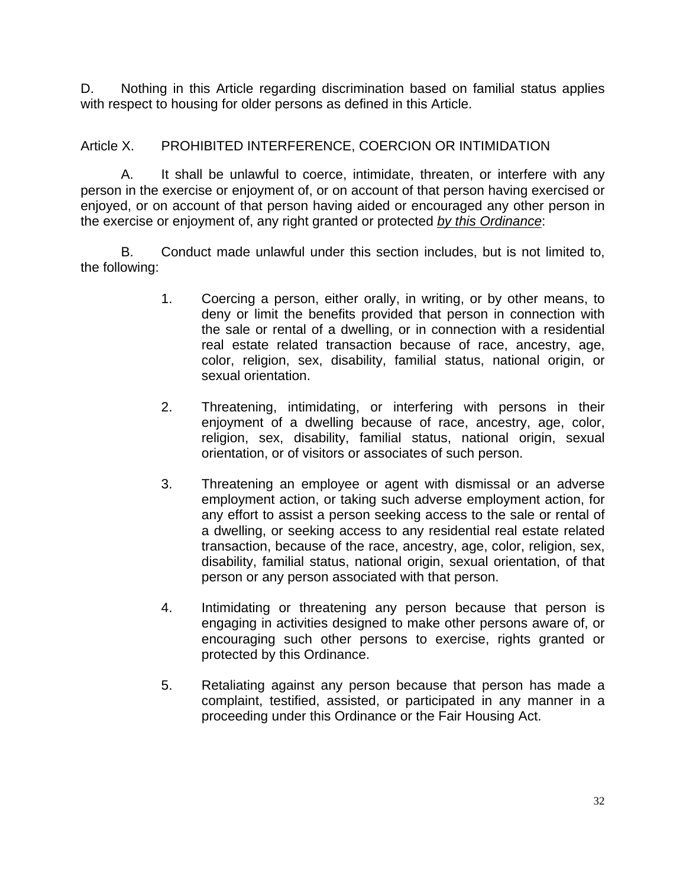D. Nothing in this Article regarding discrimination based on familial status applies with respect to housing for older persons as defined in this Article.

## Article X. PROHIBITED INTERFERENCE, COERCION OR INTIMIDATION

A. It shall be unlawful to coerce, intimidate, threaten, or interfere with any person in the exercise or enjoyment of, or on account of that person having exercised or enjoyed, or on account of that person having aided or encouraged any other person in the exercise or enjoyment of, any right granted or protected *by this Ordinance*:

B. Conduct made unlawful under this section includes, but is not limited to, the following:

1. Coercing a person, either orally, in writing, or by other means, to deny or limit the benefits provided that person in connection with the sale or rental of a dwelling, or in connection with a residential real estate related transaction because of race, ancestry, age, color, religion, sex, disability, familial status, national origin, or sexual orientation.

2. Threatening, intimidating, or interfering with persons in their enjoyment of a dwelling because of race, ancestry, age, color, religion, sex, disability, familial status, national origin, sexual orientation, or of visitors or associates of such person.

3. Threatening an employee or agent with dismissal or an adverse employment action, or taking such adverse employment action, for any effort to assist a person seeking access to the sale or rental of a dwelling, or seeking access to any residential real estate related transaction, because of the race, ancestry, age, color, religion, sex, disability, familial status, national origin, sexual orientation, of that person or any person associated with that person.

4. Intimidating or threatening any person because that person is engaging in activities designed to make other persons aware of, or encouraging such other persons to exercise, rights granted or protected by this Ordinance.

5. Retaliating against any person because that person has made a complaint, testified, assisted, or participated in any manner in a proceeding under this Ordinance or the Fair Housing Act.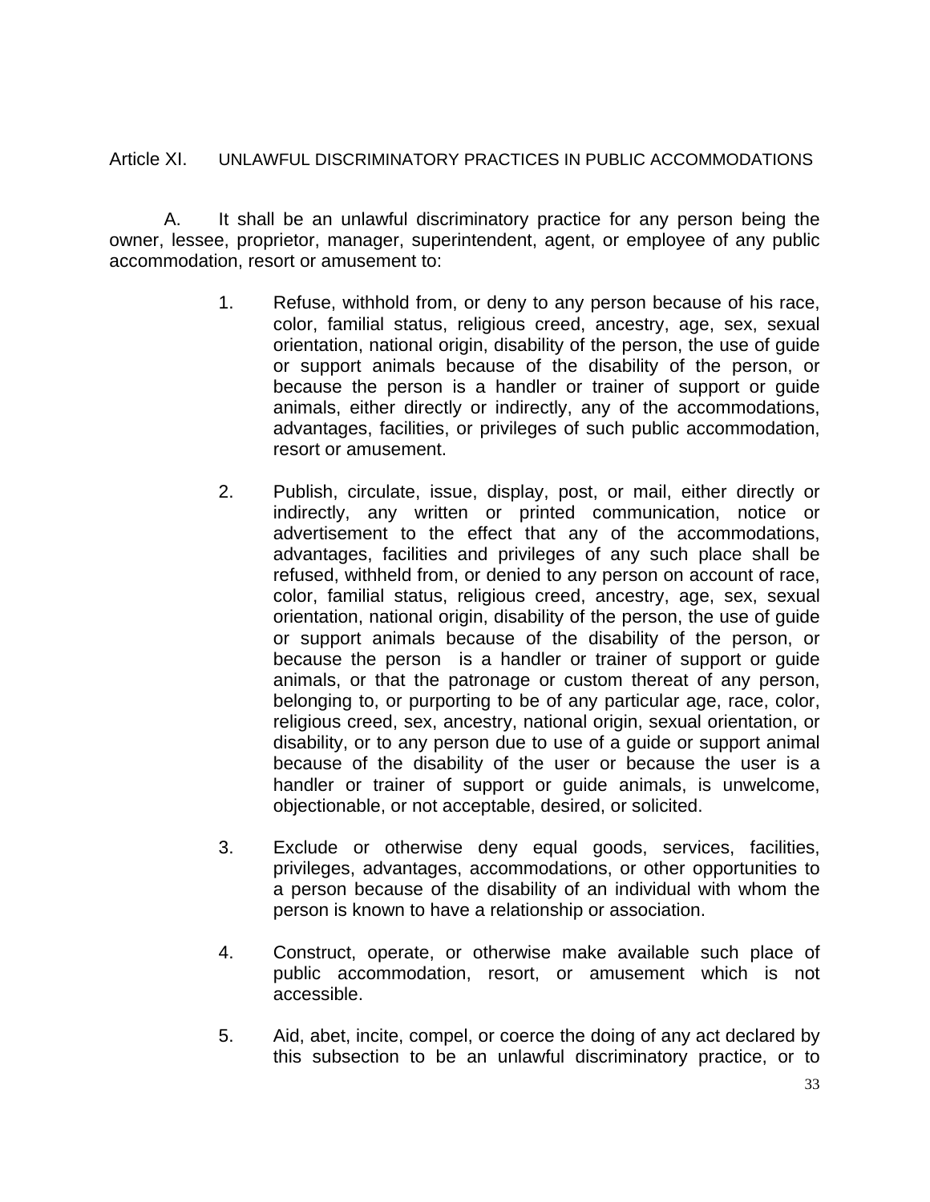## Article XI. UNLAWFUL DISCRIMINATORY PRACTICES IN PUBLIC ACCOMMODATIONS

A. It shall be an unlawful discriminatory practice for any person being the owner, lessee, proprietor, manager, superintendent, agent, or employee of any public accommodation, resort or amusement to:

1. Refuse, withhold from, or deny to any person because of his race, color, familial status, religious creed, ancestry, age, sex, sexual orientation, national origin, disability of the person, the use of guide or support animals because of the disability of the person, or because the person is a handler or trainer of support or guide animals, either directly or indirectly, any of the accommodations, advantages, facilities, or privileges of such public accommodation, resort or amusement.

2. Publish, circulate, issue, display, post, or mail, either directly or indirectly, any written or printed communication, notice or advertisement to the effect that any of the accommodations, advantages, facilities and privileges of any such place shall be refused, withheld from, or denied to any person on account of race, color, familial status, religious creed, ancestry, age, sex, sexual orientation, national origin, disability of the person, the use of guide or support animals because of the disability of the person, or because the person is a handler or trainer of support or guide animals, or that the patronage or custom thereat of any person, belonging to, or purporting to be of any particular age, race, color, religious creed, sex, ancestry, national origin, sexual orientation, or disability, or to any person due to use of a guide or support animal because of the disability of the user or because the user is a handler or trainer of support or guide animals, is unwelcome, objectionable, or not acceptable, desired, or solicited.

3. Exclude or otherwise deny equal goods, services, facilities, privileges, advantages, accommodations, or other opportunities to a person because of the disability of an individual with whom the person is known to have a relationship or association.

4. Construct, operate, or otherwise make available such place of public accommodation, resort, or amusement which is not accessible.

5. Aid, abet, incite, compel, or coerce the doing of any act declared by this subsection to be an unlawful discriminatory practice, or to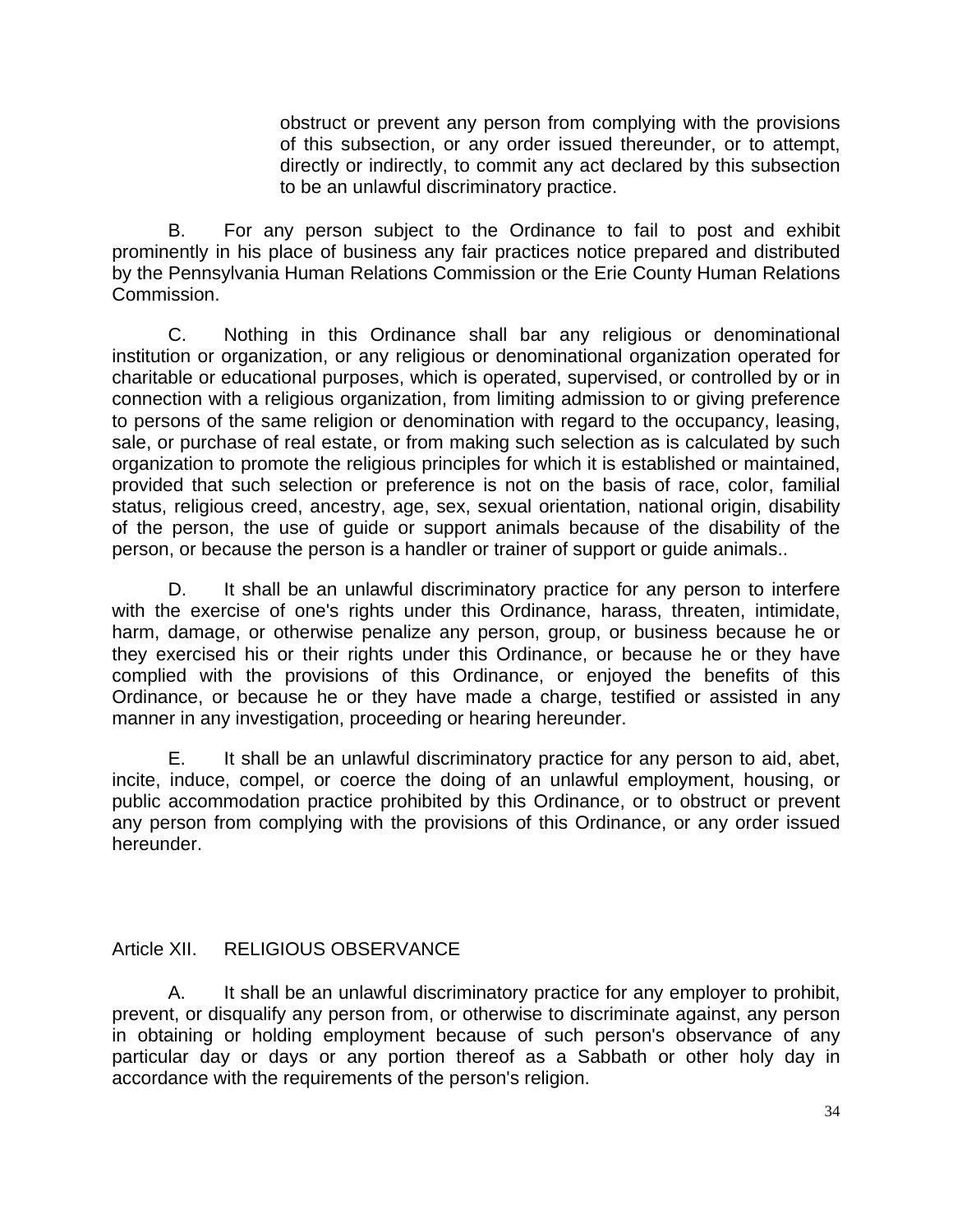obstruct or prevent any person from complying with the provisions of this subsection, or any order issued thereunder, or to attempt, directly or indirectly, to commit any act declared by this subsection to be an unlawful discriminatory practice.

B. For any person subject to the Ordinance to fail to post and exhibit prominently in his place of business any fair practices notice prepared and distributed by the Pennsylvania Human Relations Commission or the Erie County Human Relations Commission.

C. Nothing in this Ordinance shall bar any religious or denominational institution or organization, or any religious or denominational organization operated for charitable or educational purposes, which is operated, supervised, or controlled by or in connection with a religious organization, from limiting admission to or giving preference to persons of the same religion or denomination with regard to the occupancy, leasing, sale, or purchase of real estate, or from making such selection as is calculated by such organization to promote the religious principles for which it is established or maintained, provided that such selection or preference is not on the basis of race, color, familial status, religious creed, ancestry, age, sex, sexual orientation, national origin, disability of the person, the use of guide or support animals because of the disability of the person, or because the person is a handler or trainer of support or guide animals..

D. It shall be an unlawful discriminatory practice for any person to interfere with the exercise of one's rights under this Ordinance, harass, threaten, intimidate, harm, damage, or otherwise penalize any person, group, or business because he or they exercised his or their rights under this Ordinance, or because he or they have complied with the provisions of this Ordinance, or enjoyed the benefits of this Ordinance, or because he or they have made a charge, testified or assisted in any manner in any investigation, proceeding or hearing hereunder.

E. It shall be an unlawful discriminatory practice for any person to aid, abet, incite, induce, compel, or coerce the doing of an unlawful employment, housing, or public accommodation practice prohibited by this Ordinance, or to obstruct or prevent any person from complying with the provisions of this Ordinance, or any order issued hereunder.

## Article XII. RELIGIOUS OBSERVANCE

A. It shall be an unlawful discriminatory practice for any employer to prohibit, prevent, or disqualify any person from, or otherwise to discriminate against, any person in obtaining or holding employment because of such person's observance of any particular day or days or any portion thereof as a Sabbath or other holy day in accordance with the requirements of the person's religion.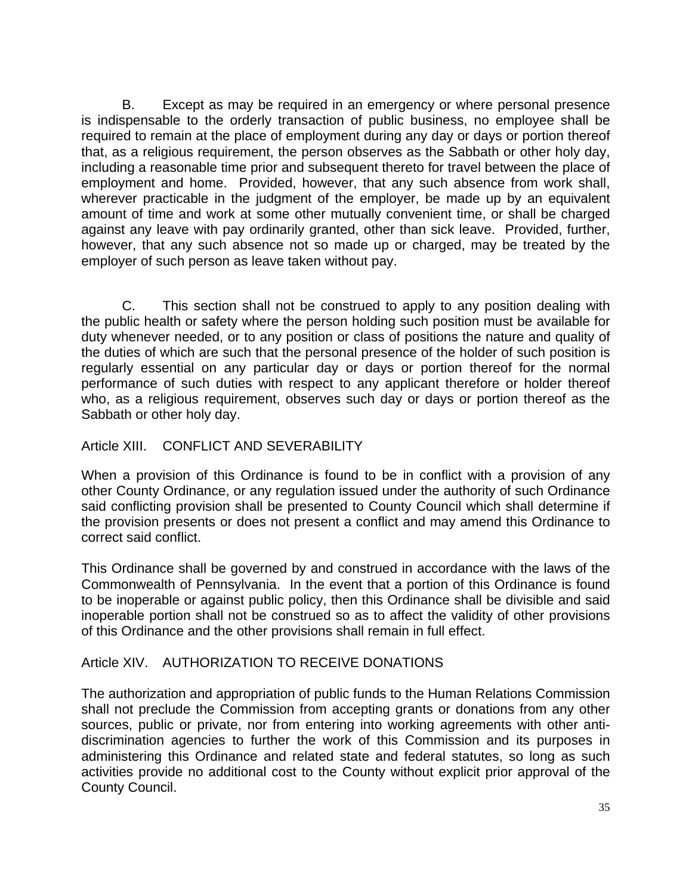B. Except as may be required in an emergency or where personal presence is indispensable to the orderly transaction of public business, no employee shall be required to remain at the place of employment during any day or days or portion thereof that, as a religious requirement, the person observes as the Sabbath or other holy day, including a reasonable time prior and subsequent thereto for travel between the place of employment and home. Provided, however, that any such absence from work shall, wherever practicable in the judgment of the employer, be made up by an equivalent amount of time and work at some other mutually convenient time, or shall be charged against any leave with pay ordinarily granted, other than sick leave. Provided, further, however, that any such absence not so made up or charged, may be treated by the employer of such person as leave taken without pay.

C. This section shall not be construed to apply to any position dealing with the public health or safety where the person holding such position must be available for duty whenever needed, or to any position or class of positions the nature and quality of the duties of which are such that the personal presence of the holder of such position is regularly essential on any particular day or days or portion thereof for the normal performance of such duties with respect to any applicant therefore or holder thereof who, as a religious requirement, observes such day or days or portion thereof as the Sabbath or other holy day.

## Article XIII. CONFLICT AND SEVERABILITY

When a provision of this Ordinance is found to be in conflict with a provision of any other County Ordinance, or any regulation issued under the authority of such Ordinance said conflicting provision shall be presented to County Council which shall determine if the provision presents or does not present a conflict and may amend this Ordinance to correct said conflict.

This Ordinance shall be governed by and construed in accordance with the laws of the Commonwealth of Pennsylvania. In the event that a portion of this Ordinance is found to be inoperable or against public policy, then this Ordinance shall be divisible and said inoperable portion shall not be construed so as to affect the validity of other provisions of this Ordinance and the other provisions shall remain in full effect.

## Article XIV. AUTHORIZATION TO RECEIVE DONATIONS

The authorization and appropriation of public funds to the Human Relations Commission shall not preclude the Commission from accepting grants or donations from any other sources, public or private, nor from entering into working agreements with other anti-discrimination agencies to further the work of this Commission and its purposes in administering this Ordinance and related state and federal statutes, so long as such activities provide no additional cost to the County without explicit prior approval of the County Council.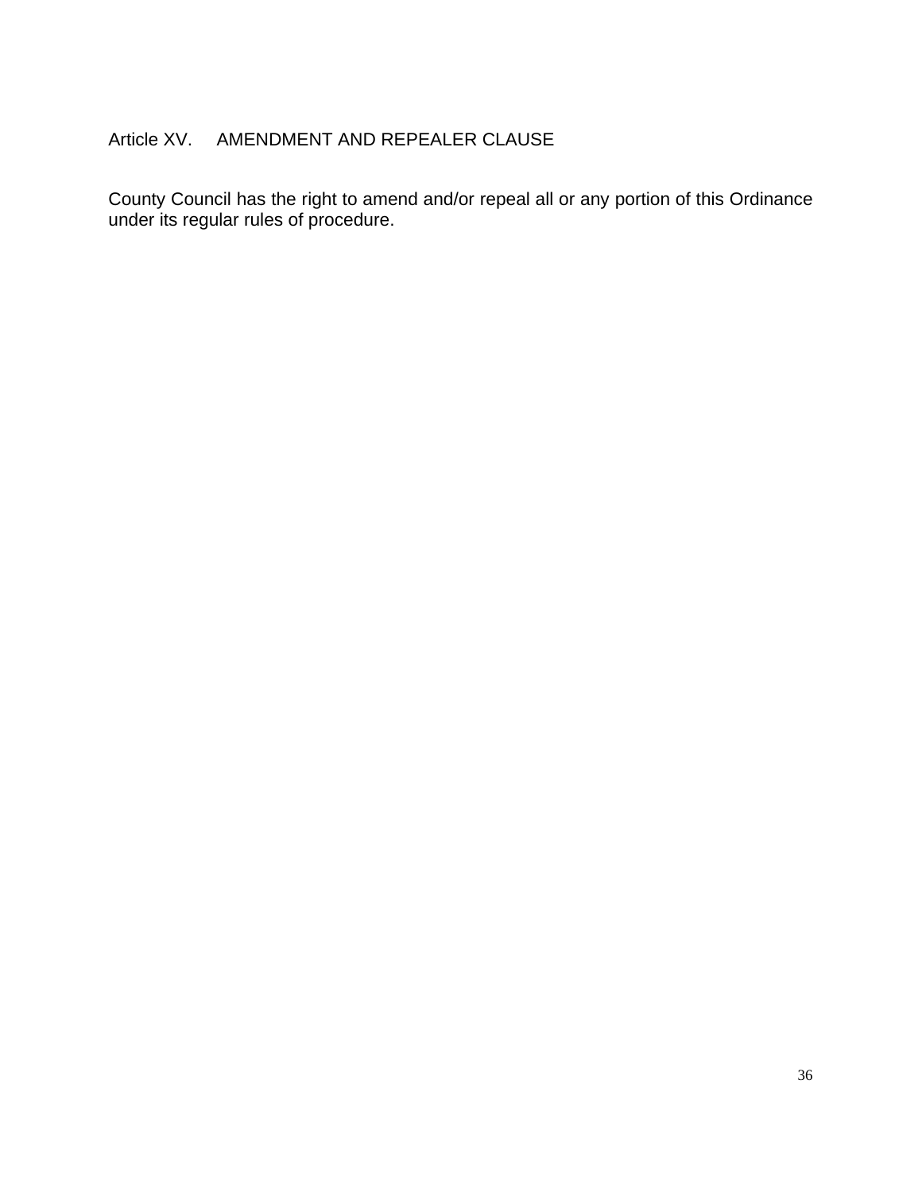## Article XV. AMENDMENT AND REPEALER CLAUSE

County Council has the right to amend and/or repeal all or any portion of this Ordinance under its regular rules of procedure.